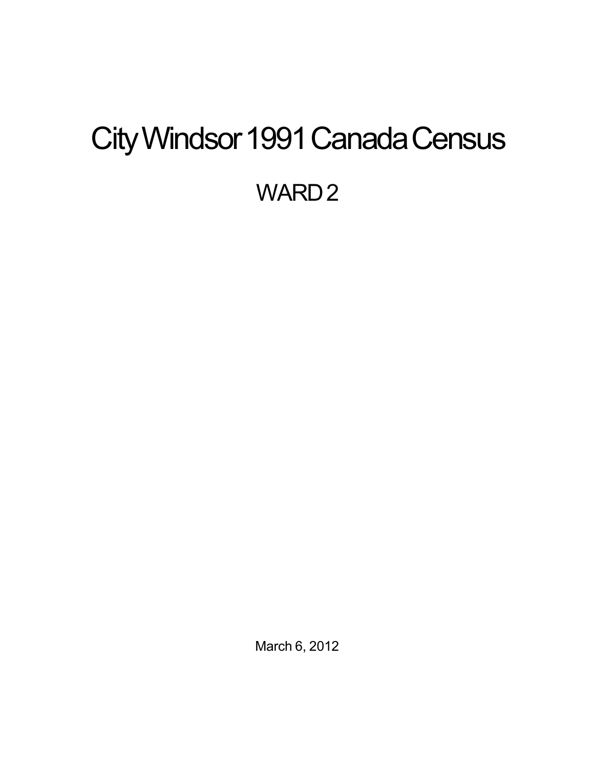# City Windsor 1991 Canada Census

## WARD 2

March 6, 2012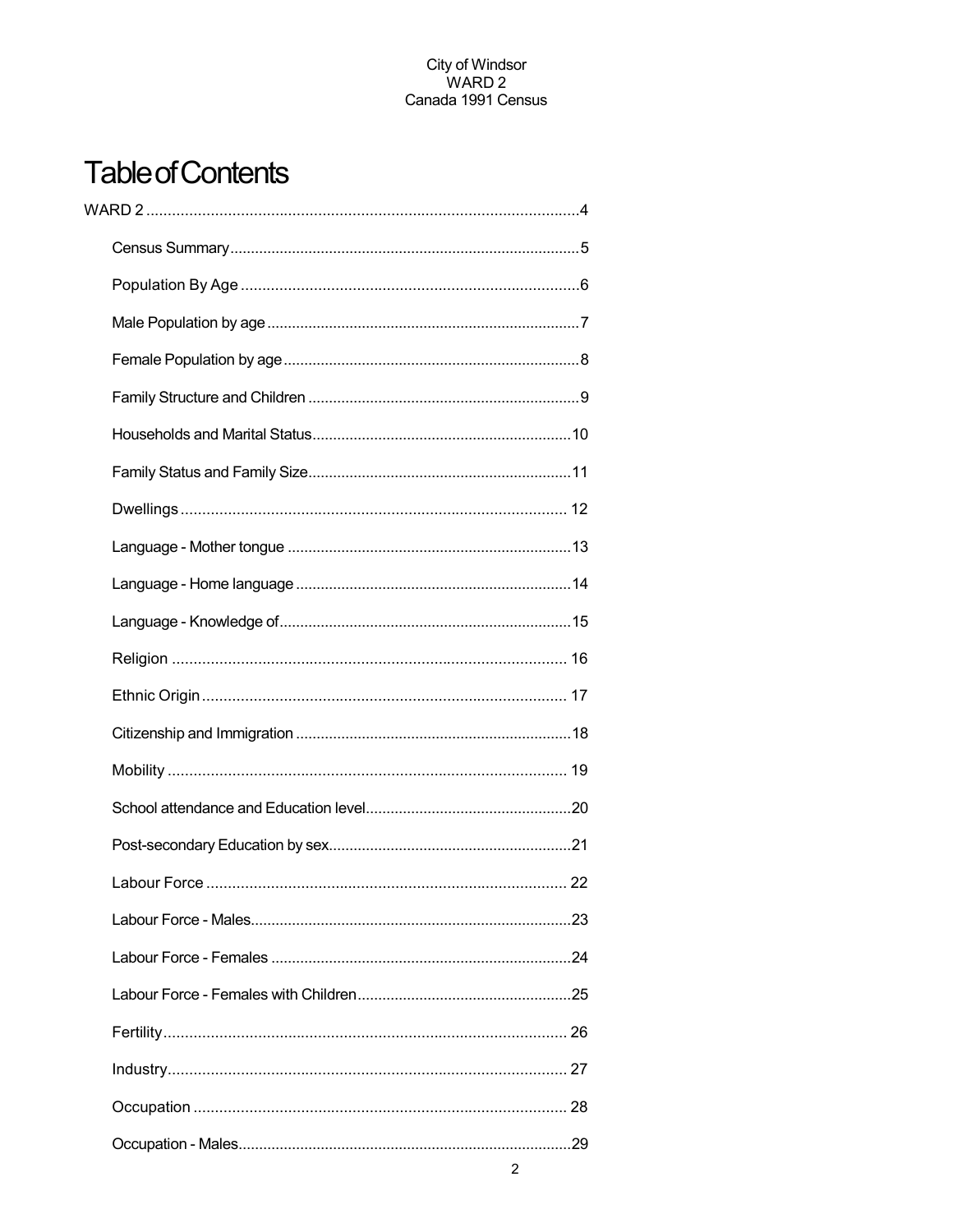City of Windsor
WARD 2
Canada 1991 Census

# Table of Contents

WARD 2 ....................................................................................................4

- Census Summary ....................................................................................5
- Population By Age ...............................................................................6
- Male Population by age ...........................................................................7
- Female Population by age .......................................................................8
- Family Structure and Children .................................................................9
- Households and Marital Status..............................................................10
- Family Status and Family Size...............................................................11
- Dwellings .......................................................................................... 12
- Language - Mother tongue ....................................................................13
- Language - Home language ..................................................................14
- Language - Knowledge of......................................................................15
- Religion ............................................................................................ 16
- Ethnic Origin ..................................................................................... 17
- Citizenship and Immigration ..................................................................18
- Mobility ............................................................................................ 19
- School attendance and Education level.................................................20
- Post-secondary Education by sex..........................................................21
- Labour Force .................................................................................... 22
- Labour Force - Males.............................................................................23
- Labour Force - Females ........................................................................24
- Labour Force - Females with Children...................................................25
- Fertility............................................................................................. 26
- Industry............................................................................................. 27
- Occupation ....................................................................................... 28
- Occupation - Males................................................................................29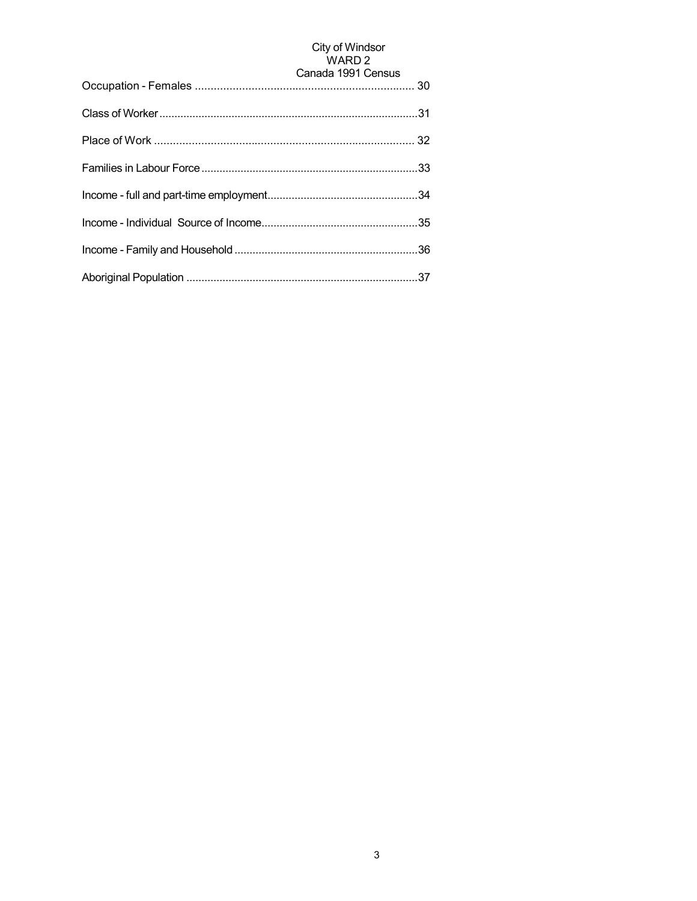City of Windsor
WARD 2
Canada 1991 Census

Occupation - Females ...................................................................... 30

Class of Worker.....................................................................................31

Place of Work .................................................................................... 32

Families in Labour Force.......................................................................33

Income - full and part-time employment.................................................34

Income - Individual  Source of Income...................................................35

Income - Family and Household ............................................................36

Aboriginal Population ............................................................................37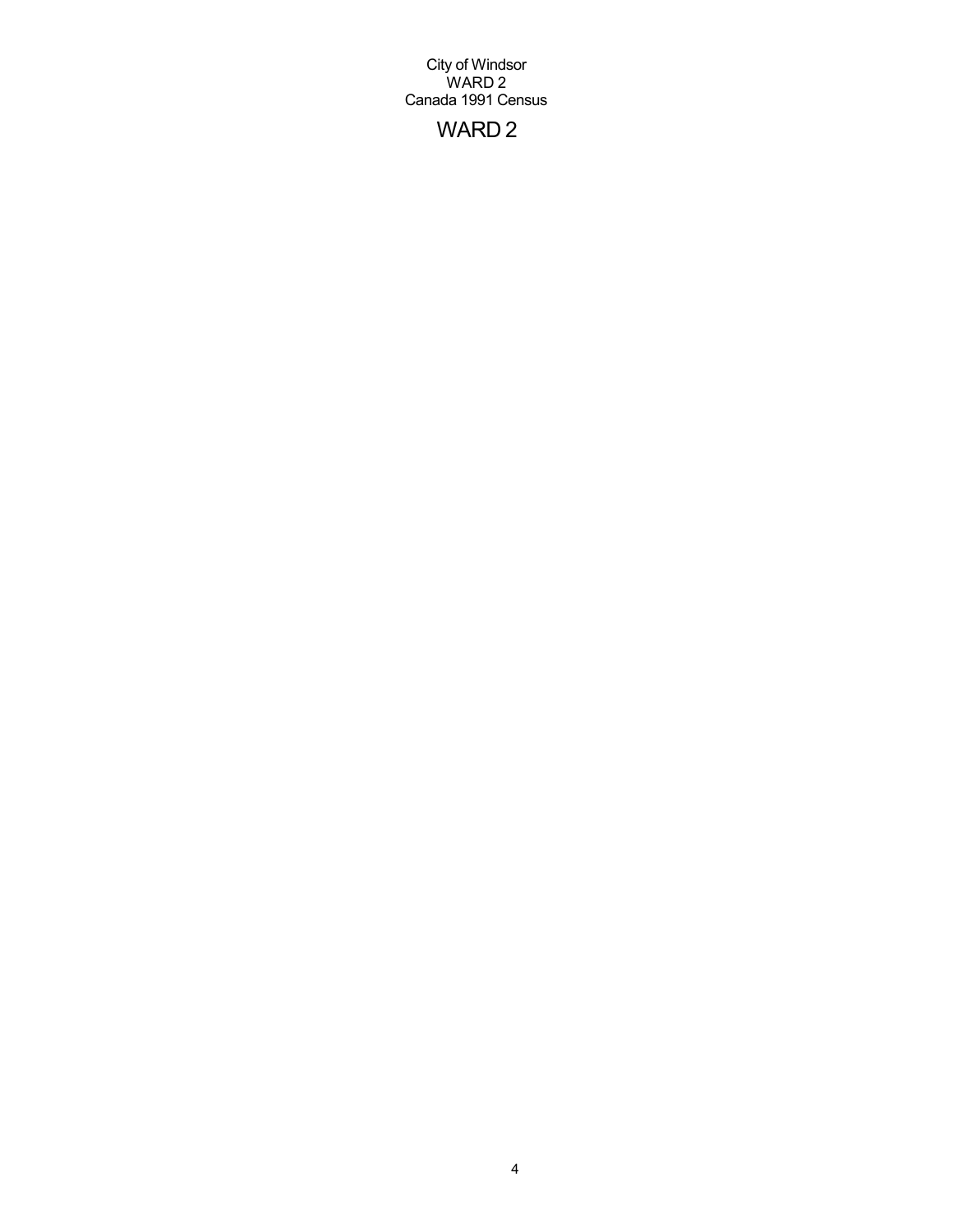# WARD 2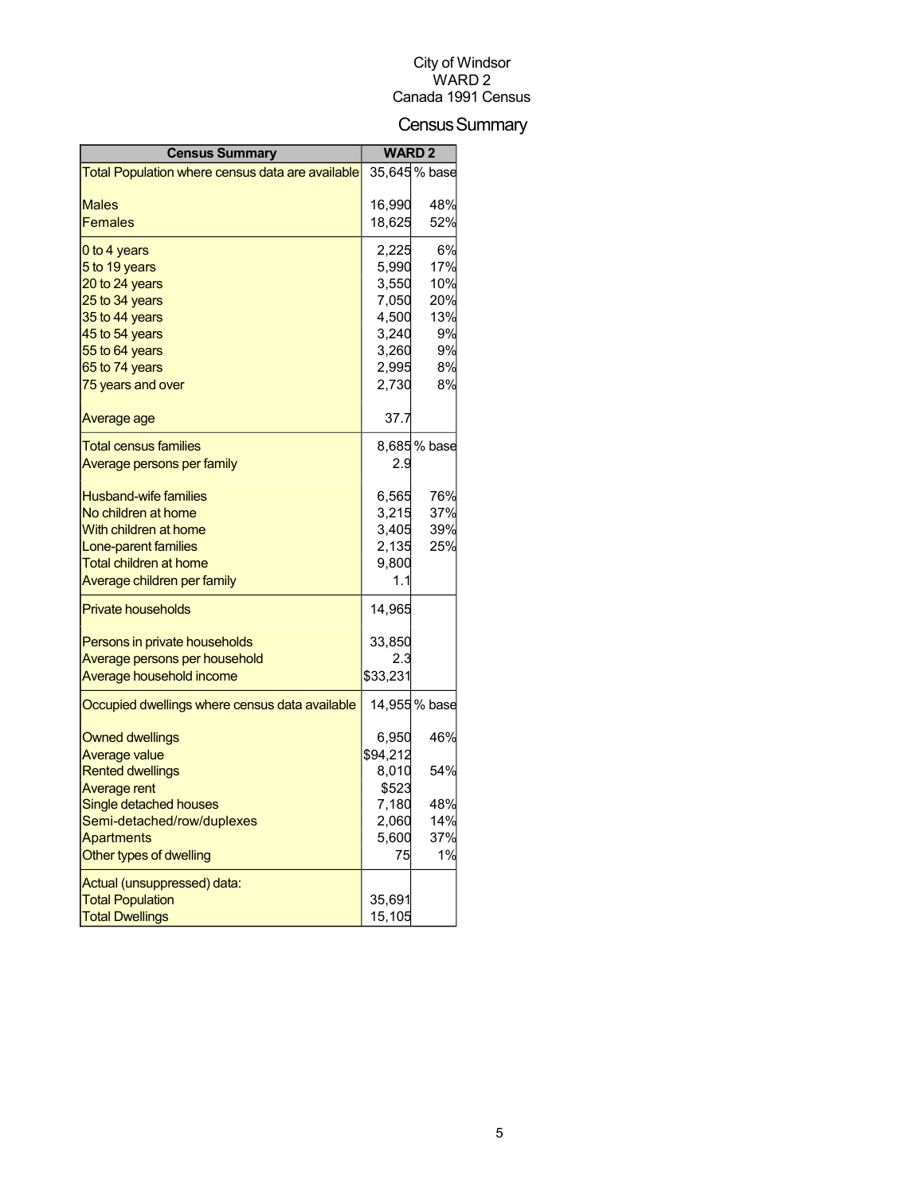City of Windsor
WARD 2
Canada 1991 Census

# Census Summary

| Census Summary | WARD 2 | |
|---|---|---|
| Total Population where census data are available | 35,645 | % base |
| Males | 16,990 | 48% |
| Females | 18,625 | 52% |
| 0 to 4 years | 2,225 | 6% |
| 5 to 19 years | 5,990 | 17% |
| 20 to 24 years | 3,550 | 10% |
| 25 to 34 years | 7,050 | 20% |
| 35 to 44 years | 4,500 | 13% |
| 45 to 54 years | 3,240 | 9% |
| 55 to 64 years | 3,260 | 9% |
| 65 to 74 years | 2,995 | 8% |
| 75 years and over | 2,730 | 8% |
| Average age | 37.7 | |
| Total census families | 8,685 | % base |
| Average persons per family | 2.9 | |
| Husband-wife families | 6,565 | 76% |
| No children at home | 3,215 | 37% |
| With children at home | 3,405 | 39% |
| Lone-parent families | 2,135 | 25% |
| Total children at home | 9,800 | |
| Average children per family | 1.1 | |
| Private households | 14,965 | |
| Persons in private households | 33,850 | |
| Average persons per household | 2.3 | |
| Average household income | $33,231 | |
| Occupied dwellings where census data available | 14,955 | % base |
| Owned dwellings | 6,950 | 46% |
| Average value | $94,212 | |
| Rented dwellings | 8,010 | 54% |
| Average rent | $523 | |
| Single detached houses | 7,180 | 48% |
| Semi-detached/row/duplexes | 2,060 | 14% |
| Apartments | 5,600 | 37% |
| Other types of dwelling | 75 | 1% |
| Actual (unsuppressed) data: | | |
| Total Population | 35,691 | |
| Total Dwellings | 15,105 | |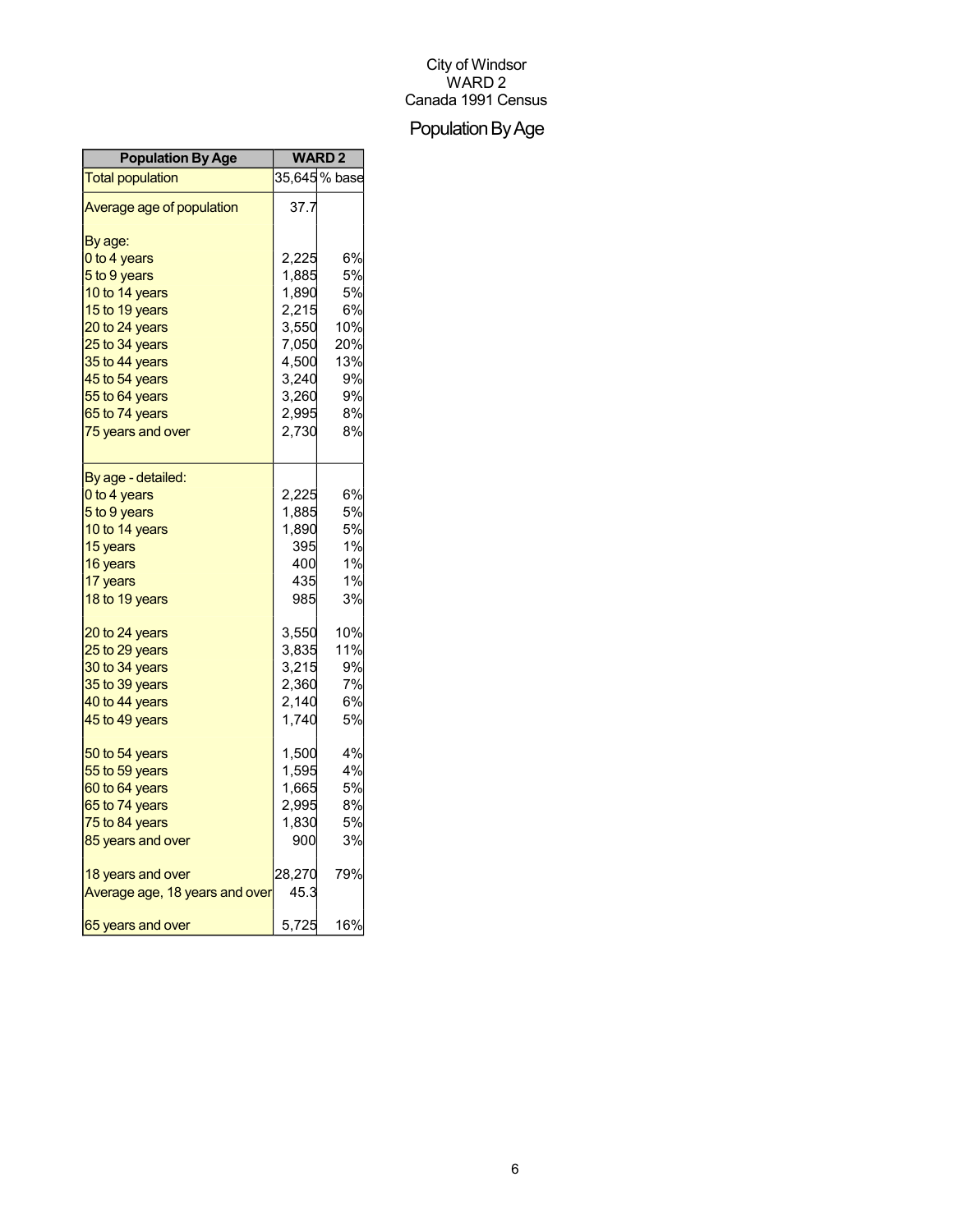City of Windsor
WARD 2
Canada 1991 Census

# Population By Age

| Population By Age | WARD 2 | |
|---|---|---|
| Total population | 35,645 | % base |
| Average age of population | 37.7 | |
| By age: | | |
| 0 to 4 years | 2,225 | 6% |
| 5 to 9 years | 1,885 | 5% |
| 10 to 14 years | 1,890 | 5% |
| 15 to 19 years | 2,215 | 6% |
| 20 to 24 years | 3,550 | 10% |
| 25 to 34 years | 7,050 | 20% |
| 35 to 44 years | 4,500 | 13% |
| 45 to 54 years | 3,240 | 9% |
| 55 to 64 years | 3,260 | 9% |
| 65 to 74 years | 2,995 | 8% |
| 75 years and over | 2,730 | 8% |
| By age - detailed: | | |
| 0 to 4 years | 2,225 | 6% |
| 5 to 9 years | 1,885 | 5% |
| 10 to 14 years | 1,890 | 5% |
| 15 years | 395 | 1% |
| 16 years | 400 | 1% |
| 17 years | 435 | 1% |
| 18 to 19 years | 985 | 3% |
| 20 to 24 years | 3,550 | 10% |
| 25 to 29 years | 3,835 | 11% |
| 30 to 34 years | 3,215 | 9% |
| 35 to 39 years | 2,360 | 7% |
| 40 to 44 years | 2,140 | 6% |
| 45 to 49 years | 1,740 | 5% |
| 50 to 54 years | 1,500 | 4% |
| 55 to 59 years | 1,595 | 4% |
| 60 to 64 years | 1,665 | 5% |
| 65 to 74 years | 2,995 | 8% |
| 75 to 84 years | 1,830 | 5% |
| 85 years and over | 900 | 3% |
| 18 years and over | 28,270 | 79% |
| Average age, 18 years and over | 45.3 | |
| 65 years and over | 5,725 | 16% |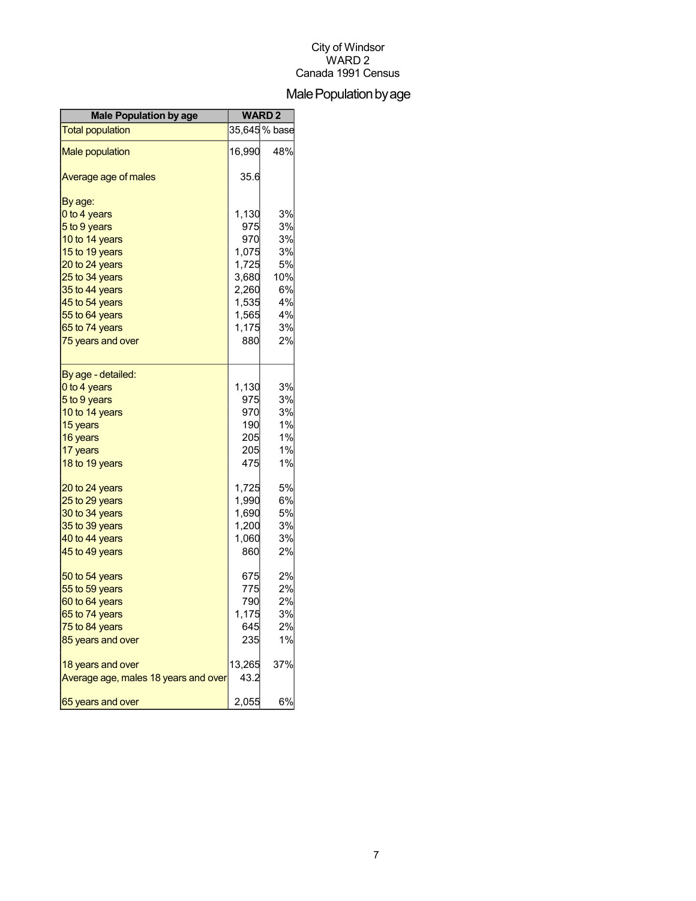City of Windsor
WARD 2
Canada 1991 Census

# Male Population by age

| Male Population by age | WARD 2 | |
|---|---|---|
| Total population | 35,645 | % base |
| Male population | 16,990 | 48% |
| Average age of males | 35.6 | |
| By age: | | |
| 0 to 4 years | 1,130 | 3% |
| 5 to 9 years | 975 | 3% |
| 10 to 14 years | 970 | 3% |
| 15 to 19 years | 1,075 | 3% |
| 20 to 24 years | 1,725 | 5% |
| 25 to 34 years | 3,680 | 10% |
| 35 to 44 years | 2,260 | 6% |
| 45 to 54 years | 1,535 | 4% |
| 55 to 64 years | 1,565 | 4% |
| 65 to 74 years | 1,175 | 3% |
| 75 years and over | 880 | 2% |
| By age - detailed: | | |
| 0 to 4 years | 1,130 | 3% |
| 5 to 9 years | 975 | 3% |
| 10 to 14 years | 970 | 3% |
| 15 years | 190 | 1% |
| 16 years | 205 | 1% |
| 17 years | 205 | 1% |
| 18 to 19 years | 475 | 1% |
| 20 to 24 years | 1,725 | 5% |
| 25 to 29 years | 1,990 | 6% |
| 30 to 34 years | 1,690 | 5% |
| 35 to 39 years | 1,200 | 3% |
| 40 to 44 years | 1,060 | 3% |
| 45 to 49 years | 860 | 2% |
| 50 to 54 years | 675 | 2% |
| 55 to 59 years | 775 | 2% |
| 60 to 64 years | 790 | 2% |
| 65 to 74 years | 1,175 | 3% |
| 75 to 84 years | 645 | 2% |
| 85 years and over | 235 | 1% |
| 18 years and over | 13,265 | 37% |
| Average age, males 18 years and over | 43.2 | |
| 65 years and over | 2,055 | 6% |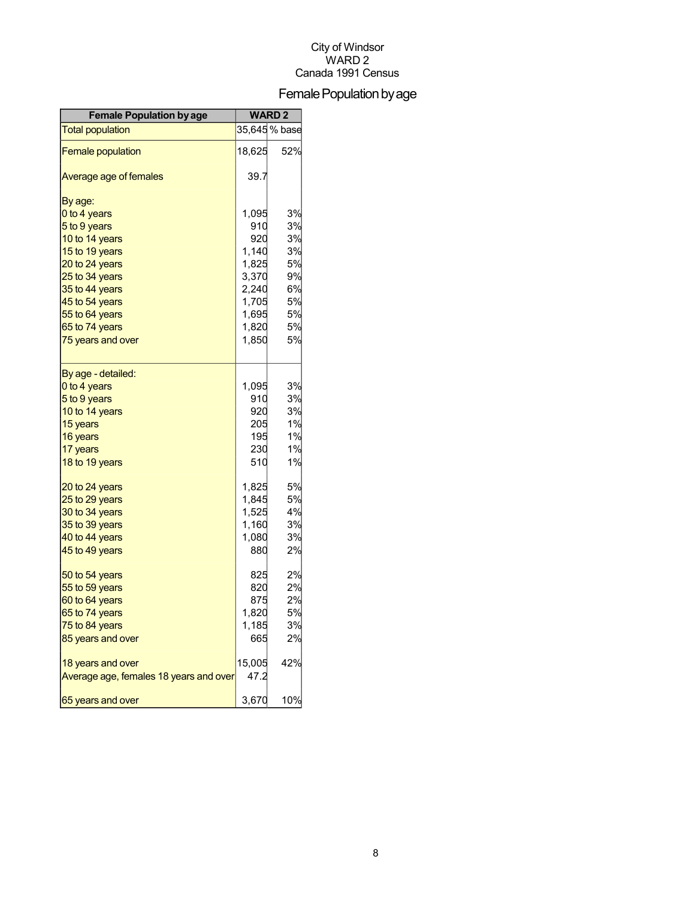City of Windsor
WARD 2
Canada 1991 Census

# Female Population by age

| Female Population by age | WARD 2 | |
|---|---|---|
| Total population | 35,645 | % base |
| Female population | 18,625 | 52% |
| Average age of females | 39.7 | |
| By age: | | |
| 0 to 4 years | 1,095 | 3% |
| 5 to 9 years | 910 | 3% |
| 10 to 14 years | 920 | 3% |
| 15 to 19 years | 1,140 | 3% |
| 20 to 24 years | 1,825 | 5% |
| 25 to 34 years | 3,370 | 9% |
| 35 to 44 years | 2,240 | 6% |
| 45 to 54 years | 1,705 | 5% |
| 55 to 64 years | 1,695 | 5% |
| 65 to 74 years | 1,820 | 5% |
| 75 years and over | 1,850 | 5% |
| By age - detailed: | | |
| 0 to 4 years | 1,095 | 3% |
| 5 to 9 years | 910 | 3% |
| 10 to 14 years | 920 | 3% |
| 15 years | 205 | 1% |
| 16 years | 195 | 1% |
| 17 years | 230 | 1% |
| 18 to 19 years | 510 | 1% |
| 20 to 24 years | 1,825 | 5% |
| 25 to 29 years | 1,845 | 5% |
| 30 to 34 years | 1,525 | 4% |
| 35 to 39 years | 1,160 | 3% |
| 40 to 44 years | 1,080 | 3% |
| 45 to 49 years | 880 | 2% |
| 50 to 54 years | 825 | 2% |
| 55 to 59 years | 820 | 2% |
| 60 to 64 years | 875 | 2% |
| 65 to 74 years | 1,820 | 5% |
| 75 to 84 years | 1,185 | 3% |
| 85 years and over | 665 | 2% |
| 18 years and over | 15,005 | 42% |
| Average age, females 18 years and over | 47.2 | |
| 65 years and over | 3,670 | 10% |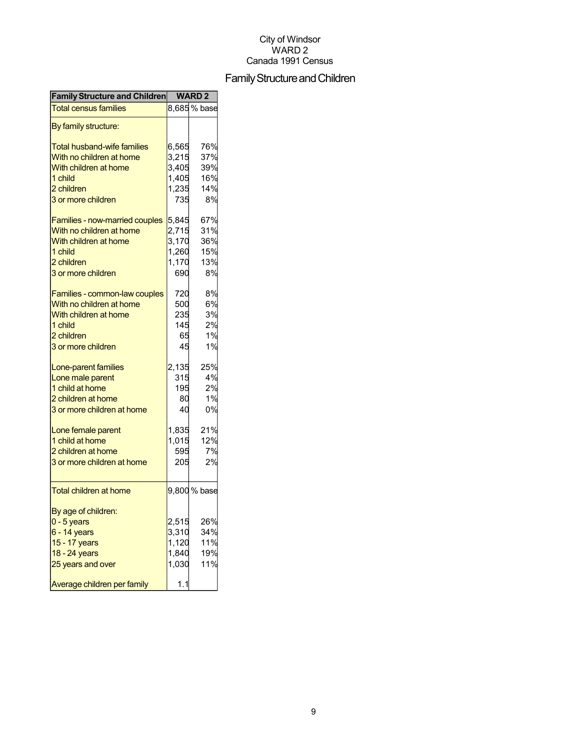City of Windsor
WARD 2
Canada 1991 Census

# Family Structure and Children

| Family Structure and Children | WARD 2 | |
|---|---|---|
| Total census families | 8,685 | % base |
| By family structure: | | |
| Total husband-wife families | 6,565 | 76% |
| With no children at home | 3,215 | 37% |
| With children at home | 3,405 | 39% |
| 1 child | 1,405 | 16% |
| 2 children | 1,235 | 14% |
| 3 or more children | 735 | 8% |
| Families - now-married couples | 5,845 | 67% |
| With no children at home | 2,715 | 31% |
| With children at home | 3,170 | 36% |
| 1 child | 1,260 | 15% |
| 2 children | 1,170 | 13% |
| 3 or more children | 690 | 8% |
| Families - common-law couples | 720 | 8% |
| With no children at home | 500 | 6% |
| With children at home | 235 | 3% |
| 1 child | 145 | 2% |
| 2 children | 65 | 1% |
| 3 or more children | 45 | 1% |
| Lone-parent families | 2,135 | 25% |
| Lone male parent | 315 | 4% |
| 1 child at home | 195 | 2% |
| 2 children at home | 80 | 1% |
| 3 or more children at home | 40 | 0% |
| Lone female parent | 1,835 | 21% |
| 1 child at home | 1,015 | 12% |
| 2 children at home | 595 | 7% |
| 3 or more children at home | 205 | 2% |
| Total children at home | 9,800 | % base |
| By age of children: | | |
| 0 - 5 years | 2,515 | 26% |
| 6 - 14 years | 3,310 | 34% |
| 15 - 17 years | 1,120 | 11% |
| 18 - 24 years | 1,840 | 19% |
| 25 years and over | 1,030 | 11% |
| Average children per family | 1.1 | |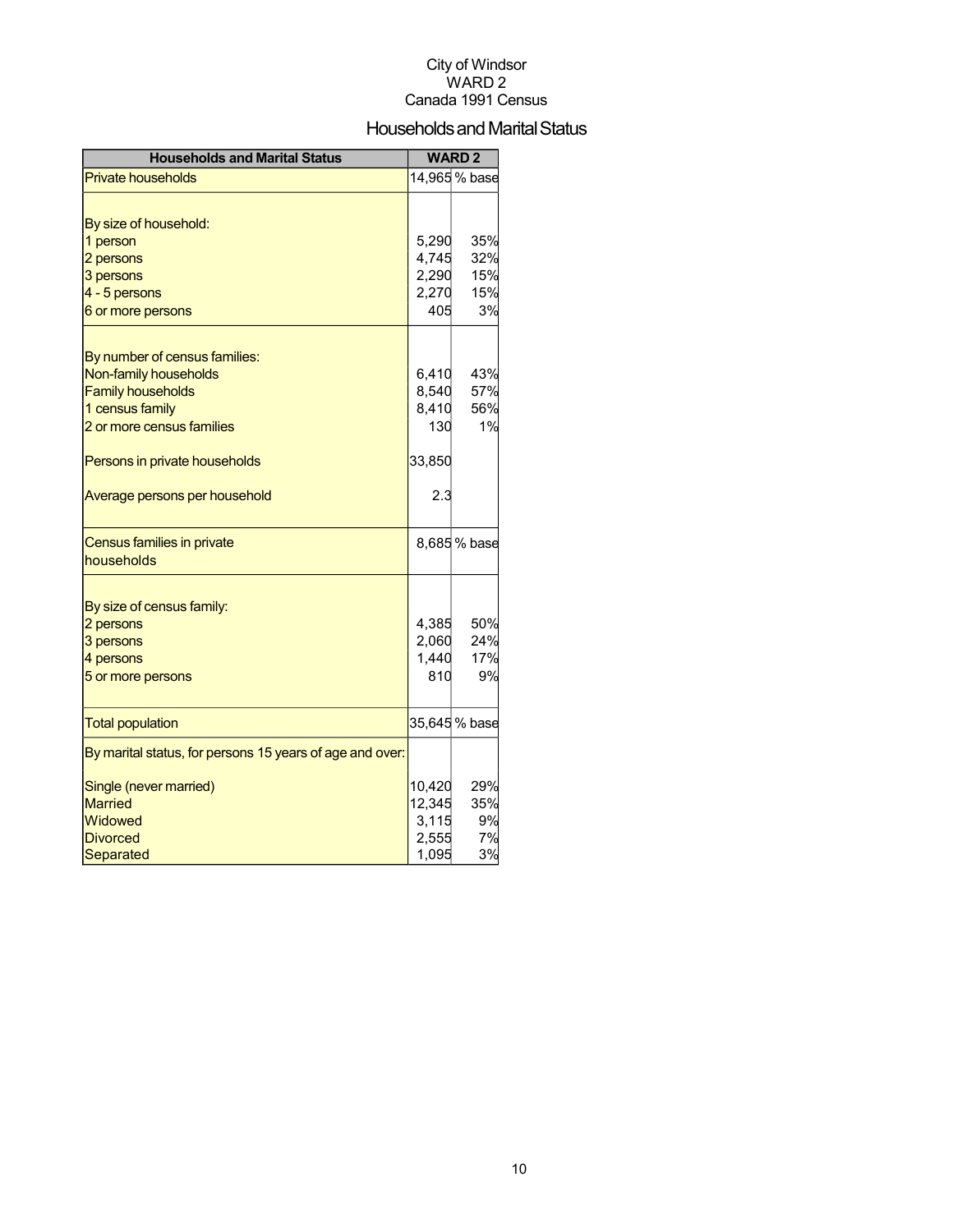City of Windsor
WARD 2
Canada 1991 Census

# Households and Marital Status

| Households and Marital Status | WARD 2 | |
|---|---|---|
| Private households | 14,965 | % base |
| | | |
| By size of household: | | |
| 1 person | 5,290 | 35% |
| 2 persons | 4,745 | 32% |
| 3 persons | 2,290 | 15% |
| 4 - 5 persons | 2,270 | 15% |
| 6 or more persons | 405 | 3% |
| | | |
| By number of census families: | | |
| Non-family households | 6,410 | 43% |
| Family households | 8,540 | 57% |
| 1 census family | 8,410 | 56% |
| 2 or more census families | 130 | 1% |
| | | |
| Persons in private households | 33,850 | |
| | | |
| Average persons per household | 2.3 | |
| | | |
| Census families in private households | 8,685 | % base |
| | | |
| By size of census family: | | |
| 2 persons | 4,385 | 50% |
| 3 persons | 2,060 | 24% |
| 4 persons | 1,440 | 17% |
| 5 or more persons | 810 | 9% |
| | | |
| Total population | 35,645 | % base |
| By marital status, for persons 15 years of age and over: | | |
| Single (never married) | 10,420 | 29% |
| Married | 12,345 | 35% |
| Widowed | 3,115 | 9% |
| Divorced | 2,555 | 7% |
| Separated | 1,095 | 3% |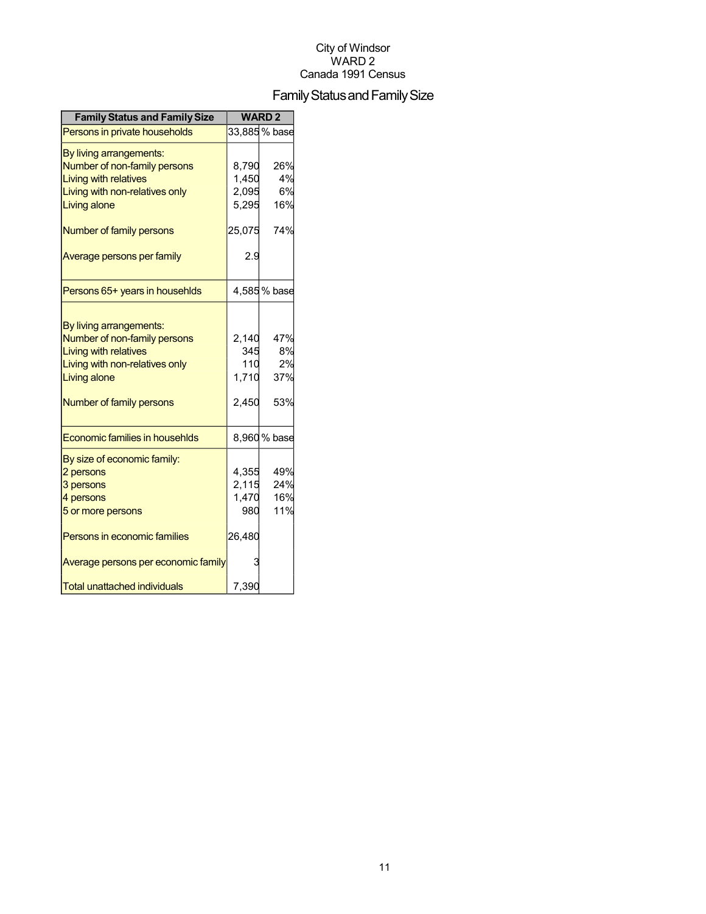City of Windsor
WARD 2
Canada 1991 Census

# Family Status and Family Size

| Family Status and Family Size | WARD 2 | |
|---|---|---|
| Persons in private households | 33,885 | % base |
| By living arrangements: | | |
| Number of non-family persons | 8,790 | 26% |
| Living with relatives | 1,450 | 4% |
| Living with non-relatives only | 2,095 | 6% |
| Living alone | 5,295 | 16% |
| Number of family persons | 25,075 | 74% |
| Average persons per family | 2.9 | |
| Persons 65+ years inousehlds | 4,585 | % base |
| By living arrangements: | | |
| Number of non-family persons | 2,140 | 47% |
| Living with relatives | 345 | 8% |
| Living with non-relatives only | 110 | 2% |
| Living alone | 1,710 | 37% |
| Number of family persons | 2,450 | 53% |
| Economic families in househlds | 8,960 | % base |
| By size of economic family: | | |
| 2 persons | 4,355 | 49% |
| 3 persons | 2,115 | 24% |
| 4 persons | 1,470 | 16% |
| 5 or more persons | 980 | 11% |
| Persons in economic families | 26,480 | |
| Average persons per economic family | 3 | |
| Total unattached individuals | 7,390 | |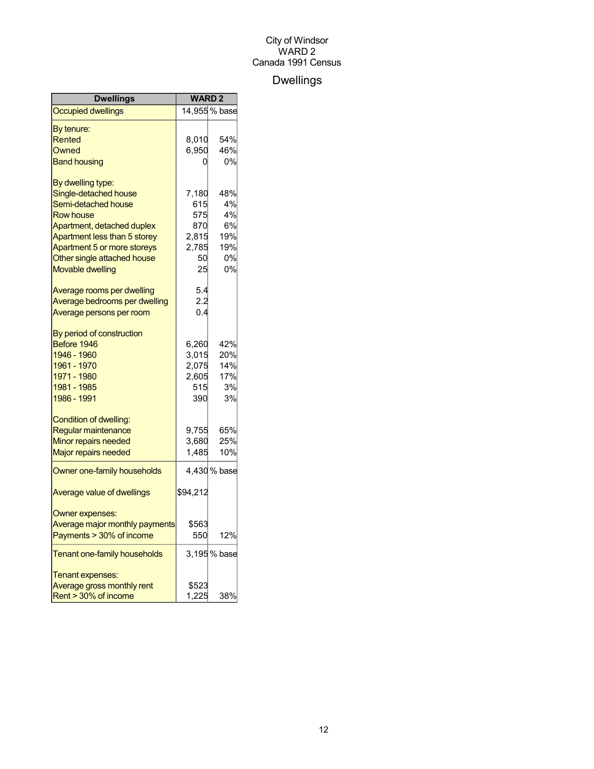City of Windsor
WARD 2
Canada 1991 Census

# Dwellings

| Dwellings | WARD 2 | |
|---|---|---|
| Occupied dwellings | 14,955 | % base |
| By tenure: | | |
| Rented | 8,010 | 54% |
| Owned | 6,950 | 46% |
| Band housing | 0 | 0% |
| By dwelling type: | | |
| Single-detached house | 7,180 | 48% |
| Semi-detached house | 615 | 4% |
| Row house | 575 | 4% |
| Apartment, detached duplex | 870 | 6% |
| Apartment less than 5 storey | 2,815 | 19% |
| Apartment 5 or more storeys | 2,785 | 19% |
| Other single attached house | 50 | 0% |
| Movable dwelling | 25 | 0% |
| Average rooms per dwelling | 5.4 | |
| Average bedrooms per dwelling | 2.2 | |
| Average persons per room | 0.4 | |
| By period of construction | | |
| Before 1946 | 6,260 | 42% |
| 1946 - 1960 | 3,015 | 20% |
| 1961 - 1970 | 2,075 | 14% |
| 1971 - 1980 | 2,605 | 17% |
| 1981 - 1985 | 515 | 3% |
| 1986 - 1991 | 390 | 3% |
| Condition of dwelling: | | |
| Regular maintenance | 9,755 | 65% |
| Minor repairs needed | 3,680 | 25% |
| Major repairs needed | 1,485 | 10% |
| Owner one-family households | 4,430 | % base |
| Average value of dwellings | $94,212 | |
| Owner expenses: | | |
| Average major monthly payments | $563 | |
| Payments > 30% of income | 550 | 12% |
| Tenant one-family households | 3,195 | % base |
| Tenant expenses: | | |
| Average gross monthly rent | $523 | |
| Rent > 30% of income | 1,225 | 38% |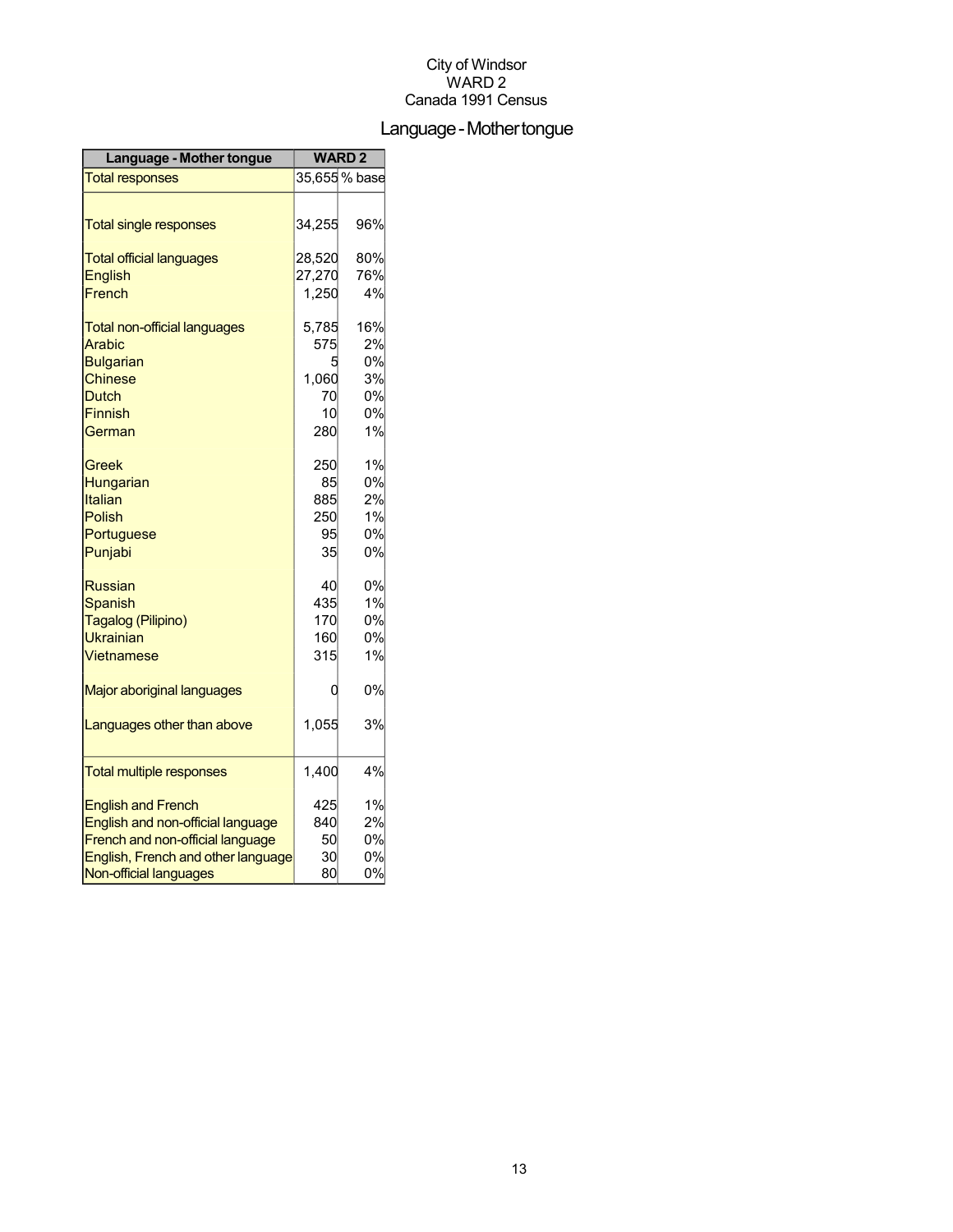City of Windsor
WARD 2
Canada 1991 Census

# Language - Mother tongue

| Language - Mother tongue | WARD 2 | |
|---|---|---|
| Total responses | 35,655 | % base |
| | | |
| Total single responses | 34,255 | 96% |
| | | |
| Total official languages | 28,520 | 80% |
| English | 27,270 | 76% |
| French | 1,250 | 4% |
| | | |
| Total non-official languages | 5,785 | 16% |
| Arabic | 575 | 2% |
| Bulgarian | 5 | 0% |
| Chinese | 1,060 | 3% |
| Dutch | 70 | 0% |
| Finnish | 10 | 0% |
| German | 280 | 1% |
| | | |
| Greek | 250 | 1% |
| Hungarian | 85 | 0% |
| Italian | 885 | 2% |
| Polish | 250 | 1% |
| Portuguese | 95 | 0% |
| Punjabi | 35 | 0% |
| | | |
| Russian | 40 | 0% |
| Spanish | 435 | 1% |
| Tagalog (Pilipino) | 170 | 0% |
| Ukrainian | 160 | 0% |
| Vietnamese | 315 | 1% |
| | | |
| Major aboriginal languages | 0 | 0% |
| | | |
| Languages other than above | 1,055 | 3% |
| | | |
| Total multiple responses | 1,400 | 4% |
| | | |
| English and French | 425 | 1% |
| English and non-official language | 840 | 2% |
| French and non-official language | 50 | 0% |
| English, French and other language | 30 | 0% |
| Non-official languages | 80 | 0% |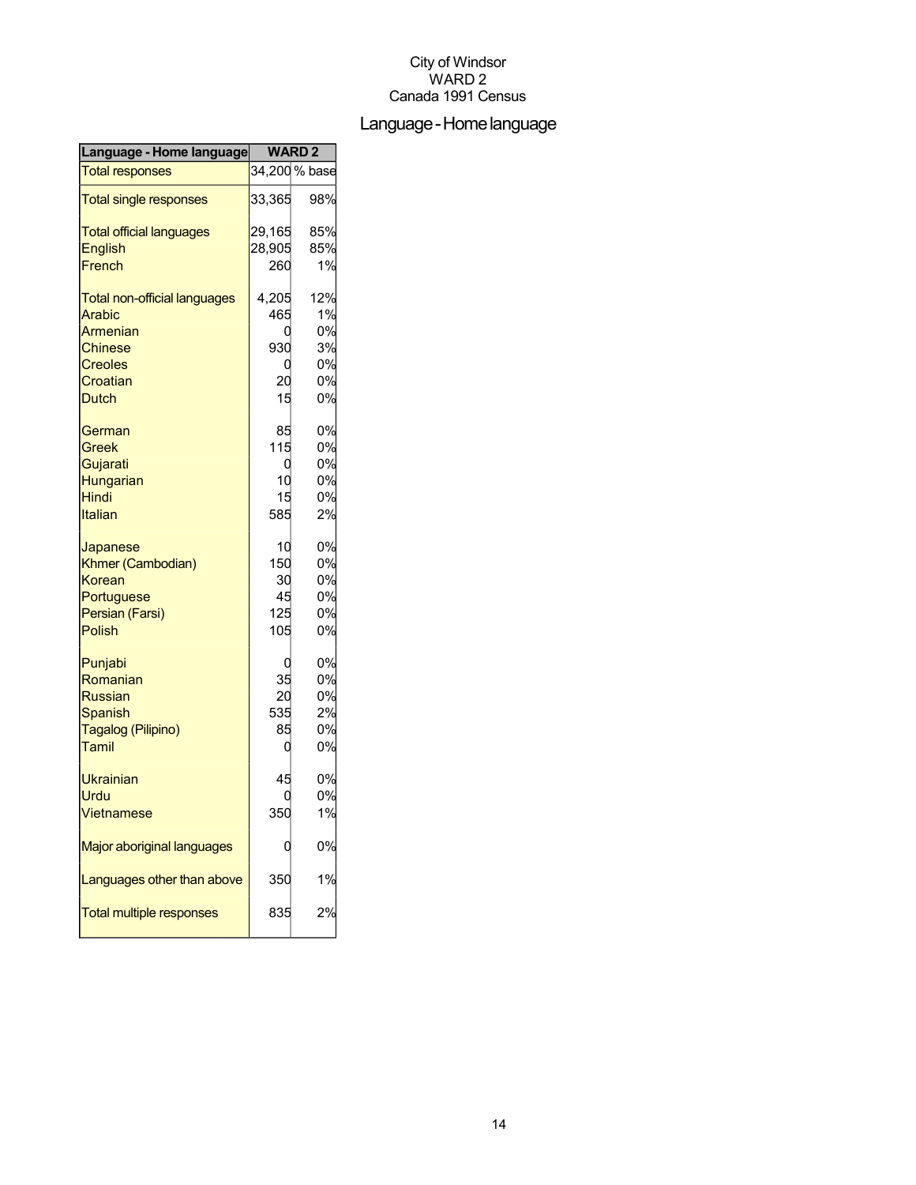City of Windsor
WARD 2
Canada 1991 Census

# Language - Home language

| Language - Home language | WARD 2 | |
|---|---|---|
| Total responses | 34,200 | % base |
| Total single responses | 33,365 | 98% |
| Total official languages | 29,165 | 85% |
| English | 28,905 | 85% |
| French | 260 | 1% |
| Total non-official languages | 4,205 | 12% |
| Arabic | 465 | 1% |
| Armenian | 0 | 0% |
| Chinese | 930 | 3% |
| Creoles | 0 | 0% |
| Croatian | 20 | 0% |
| Dutch | 15 | 0% |
| German | 85 | 0% |
| Greek | 115 | 0% |
| Gujarati | 0 | 0% |
| Hungarian | 10 | 0% |
| Hindi | 15 | 0% |
| Italian | 585 | 2% |
| Japanese | 10 | 0% |
| Khmer (Cambodian) | 150 | 0% |
| Korean | 30 | 0% |
| Portuguese | 45 | 0% |
| Persian (Farsi) | 125 | 0% |
| Polish | 105 | 0% |
| Punjabi | 0 | 0% |
| Romanian | 35 | 0% |
| Russian | 20 | 0% |
| Spanish | 535 | 2% |
| Tagalog (Pilipino) | 85 | 0% |
| Tamil | 0 | 0% |
| Ukrainian | 45 | 0% |
| Urdu | 0 | 0% |
| Vietnamese | 350 | 1% |
| Major aboriginal languages | 0 | 0% |
| Languages other than above | 350 | 1% |
| Total multiple responses | 835 | 2% |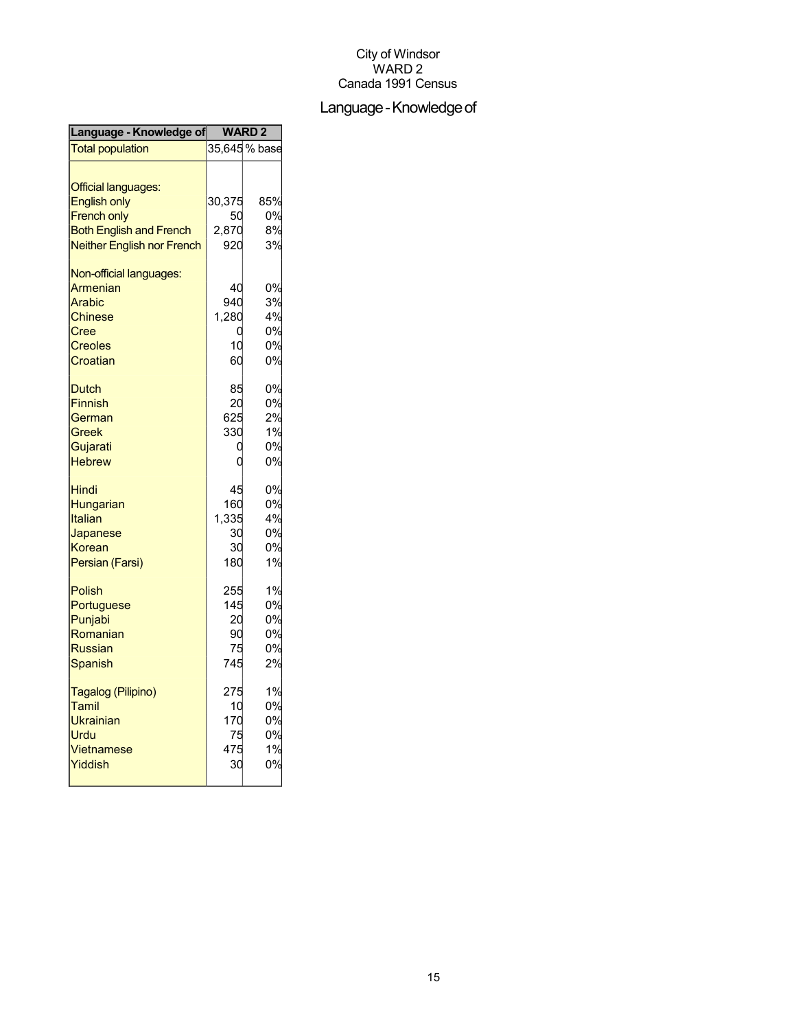City of Windsor
WARD 2
Canada 1991 Census

# Language - Knowledge of

| Language - Knowledge of | WARD 2 | |
|---|---|---|
| Total population | 35,645 | % base |
| | | |
| Official languages: | | |
| English only | 30,375 | 85% |
| French only | 50 | 0% |
| Both English and French | 2,870 | 8% |
| Neither English nor French | 920 | 3% |
| | | |
| Non-official languages: | | |
| Armenian | 40 | 0% |
| Arabic | 940 | 3% |
| Chinese | 1,280 | 4% |
| Cree | 0 | 0% |
| Creoles | 10 | 0% |
| Croatian | 60 | 0% |
| | | |
| Dutch | 85 | 0% |
| Finnish | 20 | 0% |
| German | 625 | 2% |
| Greek | 330 | 1% |
| Gujarati | 0 | 0% |
| Hebrew | 0 | 0% |
| | | |
| Hindi | 45 | 0% |
| Hungarian | 160 | 0% |
| Italian | 1,335 | 4% |
| Japanese | 30 | 0% |
| Korean | 30 | 0% |
| Persian (Farsi) | 180 | 1% |
| | | |
| Polish | 255 | 1% |
| Portuguese | 145 | 0% |
| Punjabi | 20 | 0% |
| Romanian | 90 | 0% |
| Russian | 75 | 0% |
| Spanish | 745 | 2% |
| | | |
| Tagalog (Pilipino) | 275 | 1% |
| Tamil | 10 | 0% |
| Ukrainian | 170 | 0% |
| Urdu | 75 | 0% |
| Vietnamese | 475 | 1% |
| Yiddish | 30 | 0% |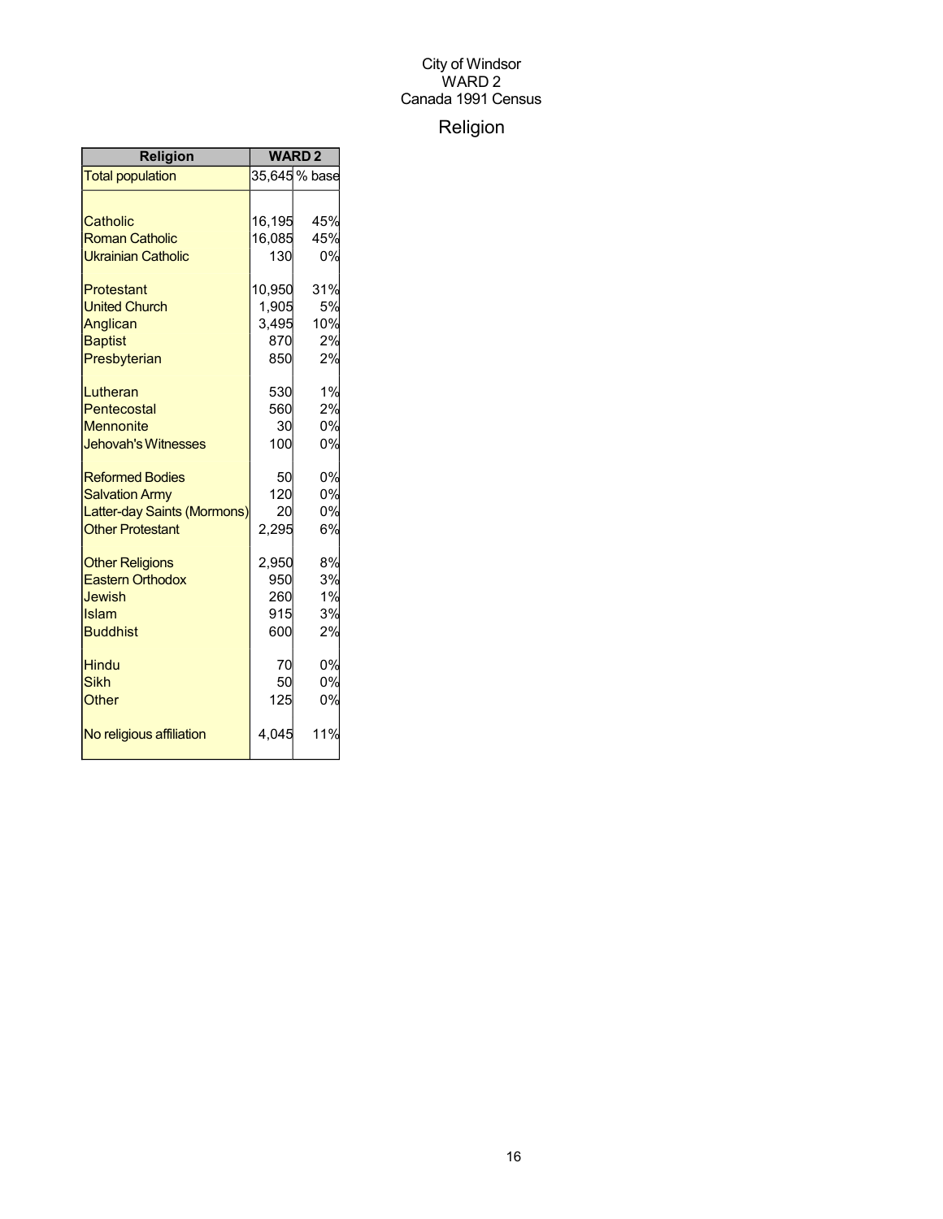City of Windsor
WARD 2
Canada 1991 Census

# Religion

| Religion | WARD 2 | |
|---|---|---|
| Total population | 35,645 | % base |
| | | |
| Catholic | 16,195 | 45% |
| Roman Catholic | 16,085 | 45% |
| Ukrainian Catholic | 130 | 0% |
| | | |
| Protestant | 10,950 | 31% |
| United Church | 1,905 | 5% |
| Anglican | 3,495 | 10% |
| Baptist | 870 | 2% |
| Presbyterian | 850 | 2% |
| | | |
| Lutheran | 530 | 1% |
| Pentecostal | 560 | 2% |
| Mennonite | 30 | 0% |
| Jehovah's Witnesses | 100 | 0% |
| | | |
| Reformed Bodies | 50 | 0% |
| Salvation Army | 120 | 0% |
| Latter-day Saints (Mormons) | 20 | 0% |
| Other Protestant | 2,295 | 6% |
| | | |
| Other Religions | 2,950 | 8% |
| Eastern Orthodox | 950 | 3% |
| Jewish | 260 | 1% |
| Islam | 915 | 3% |
| Buddhist | 600 | 2% |
| | | |
| Hindu | 70 | 0% |
| Sikh | 50 | 0% |
| Other | 125 | 0% |
| | | |
| No religious affiliation | 4,045 | 11% |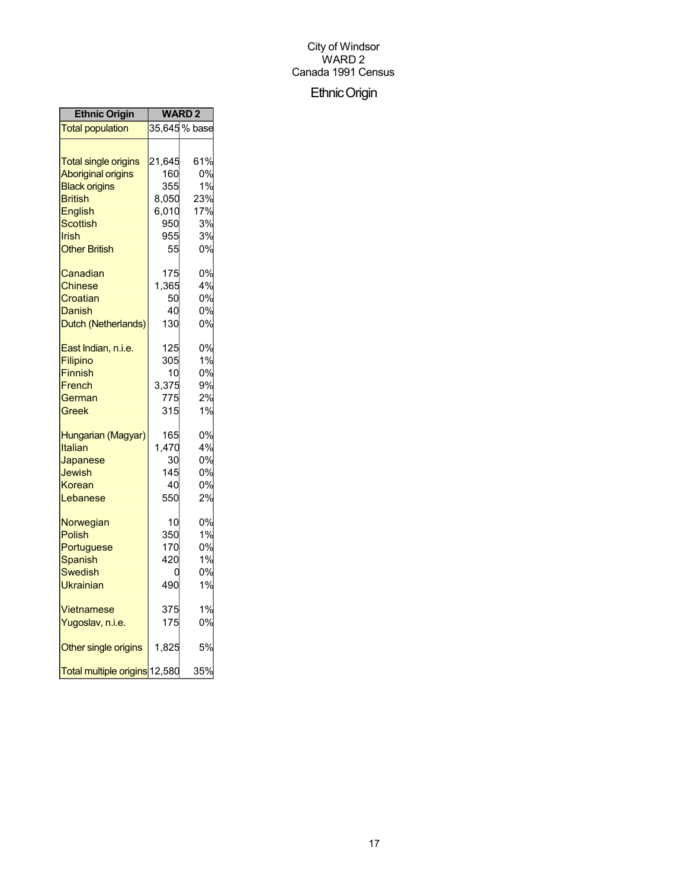City of Windsor
WARD 2
Canada 1991 Census

# Ethnic Origin

| Ethnic Origin | WARD 2 | |
|---|---|---|
| Total population | 35,645 | % base |
| | | |
| Total single origins | 21,645 | 61% |
| Aboriginal origins | 160 | 0% |
| Black origins | 355 | 1% |
| British | 8,050 | 23% |
| English | 6,010 | 17% |
| Scottish | 950 | 3% |
| Irish | 955 | 3% |
| Other British | 55 | 0% |
| | | |
| Canadian | 175 | 0% |
| Chinese | 1,365 | 4% |
| Croatian | 50 | 0% |
| Danish | 40 | 0% |
| Dutch (Netherlands) | 130 | 0% |
| | | |
| East Indian, n.i.e. | 125 | 0% |
| Filipino | 305 | 1% |
| Finnish | 10 | 0% |
| French | 3,375 | 9% |
| German | 775 | 2% |
| Greek | 315 | 1% |
| | | |
| Hungarian (Magyar) | 165 | 0% |
| Italian | 1,470 | 4% |
| Japanese | 30 | 0% |
| Jewish | 145 | 0% |
| Korean | 40 | 0% |
| Lebanese | 550 | 2% |
| | | |
| Norwegian | 10 | 0% |
| Polish | 350 | 1% |
| Portuguese | 170 | 0% |
| Spanish | 420 | 1% |
| Swedish | 0 | 0% |
| Ukrainian | 490 | 1% |
| | | |
| Vietnamese | 375 | 1% |
| Yugoslav, n.i.e. | 175 | 0% |
| | | |
| Other single origins | 1,825 | 5% |
| | | |
| Total multiple origins | 12,580 | 35% |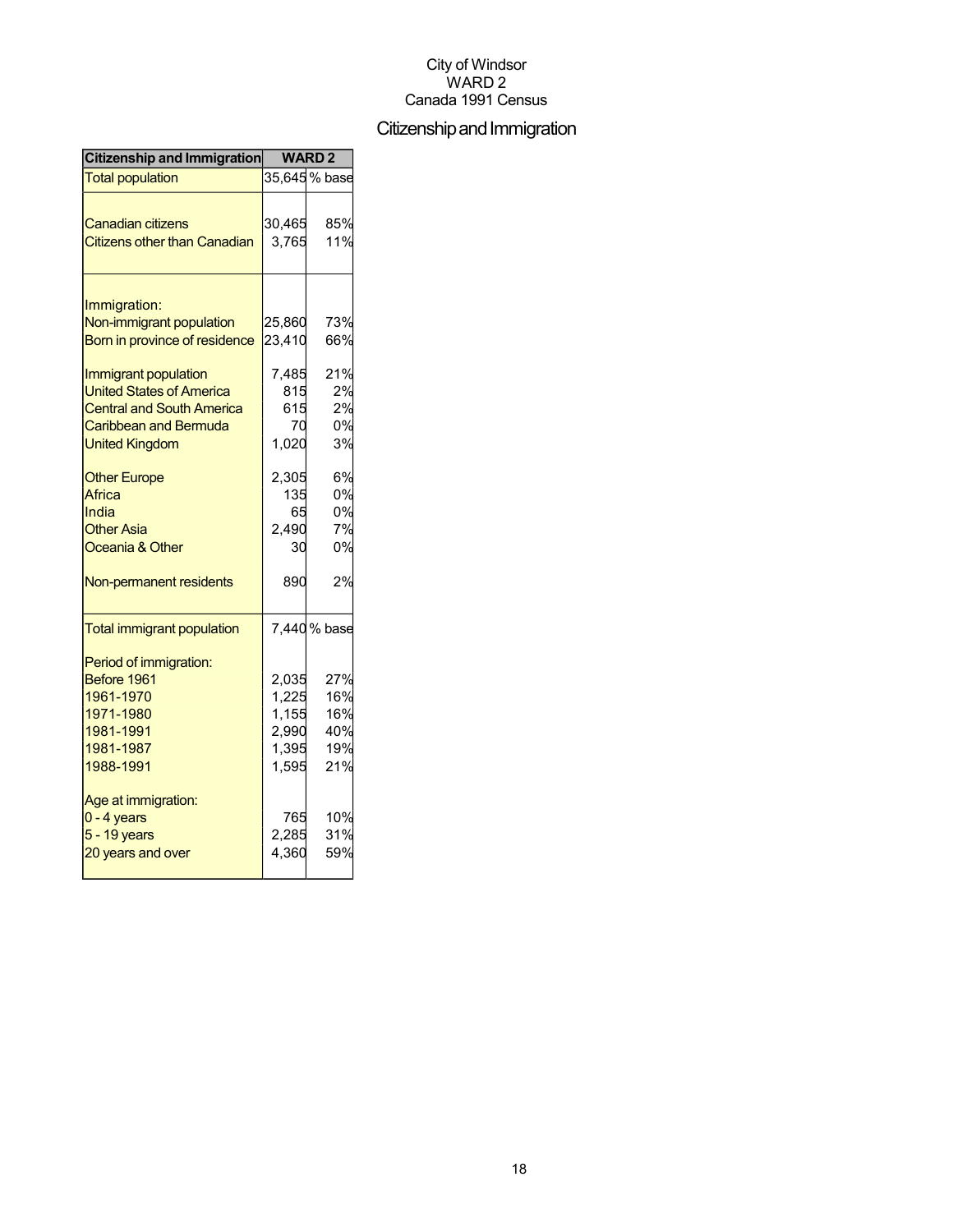City of Windsor
WARD 2
Canada 1991 Census

# Citizenship and Immigration

| Citizenship and Immigration | WARD 2 | |
|---|---|---|
| Total population | 35,645 | % base |
| | | |
| Canadian citizens | 30,465 | 85% |
| Citizens other than Canadian | 3,765 | 11% |
| | | |
| Immigration: | | |
| Non-immigrant population | 25,860 | 73% |
| Born in province of residence | 23,410 | 66% |
| | | |
| Immigrant population | 7,485 | 21% |
| United States of America | 815 | 2% |
| Central and South America | 615 | 2% |
| Caribbean and Bermuda | 70 | 0% |
| United Kingdom | 1,020 | 3% |
| | | |
| Other Europe | 2,305 | 6% |
| Africa | 135 | 0% |
| India | 65 | 0% |
| Other Asia | 2,490 | 7% |
| Oceania & Other | 30 | 0% |
| | | |
| Non-permanent residents | 890 | 2% |
| | | |
| Total immigrant population | 7,440 | % base |
| | | |
| Period of immigration: | | |
| Before 1961 | 2,035 | 27% |
| 1961-1970 | 1,225 | 16% |
| 1971-1980 | 1,155 | 16% |
| 1981-1991 | 2,990 | 40% |
| 1981-1987 | 1,395 | 19% |
| 1988-1991 | 1,595 | 21% |
| | | |
| Age at immigration: | | |
| 0 - 4 years | 765 | 10% |
| 5 - 19 years | 2,285 | 31% |
| 20 years and over | 4,360 | 59% |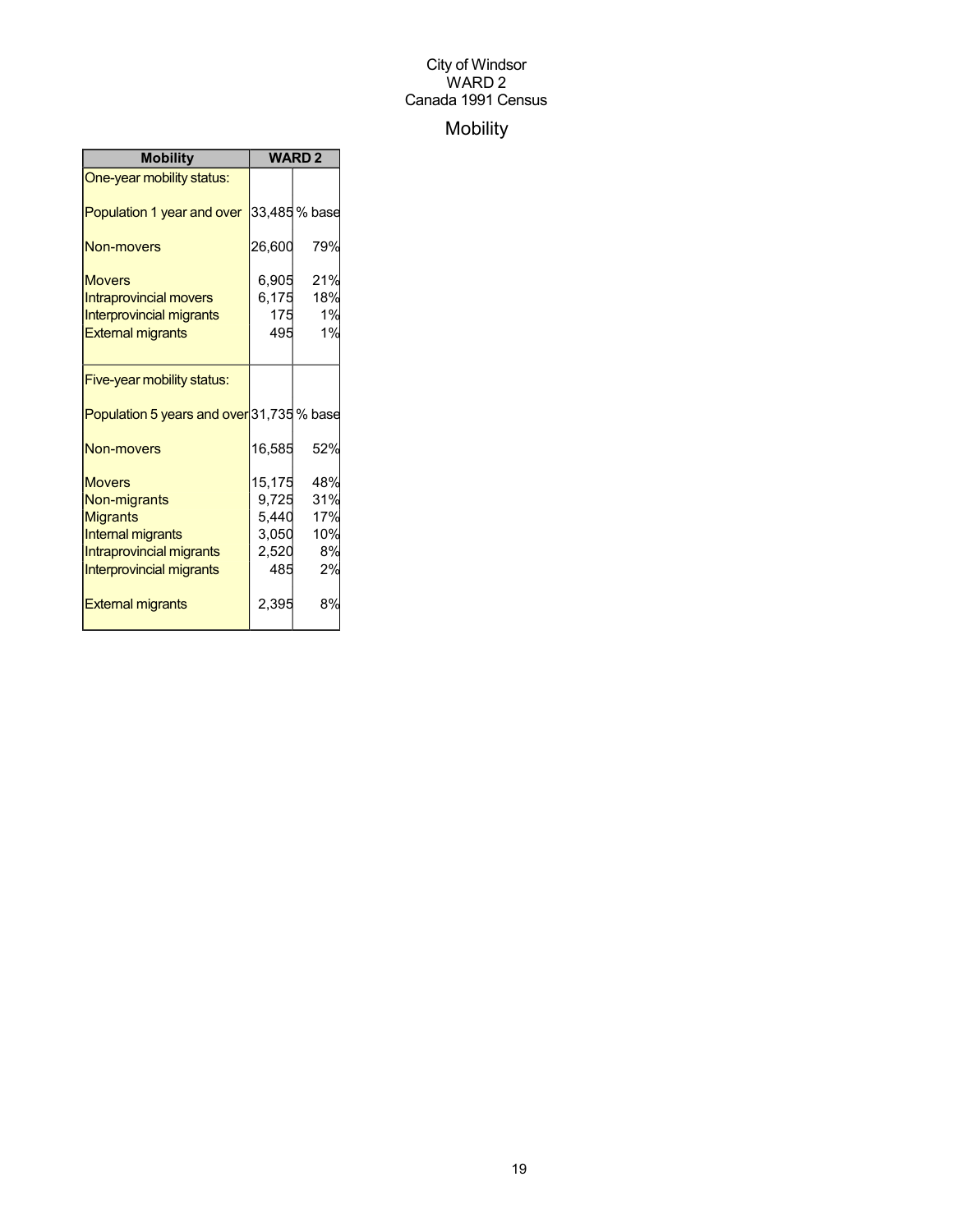City of Windsor
WARD 2
Canada 1991 Census

# Mobility

| Mobility | WARD 2 | |
|---|---|---|
| One-year mobility status: | | |
| Population 1 year and over | 33,485 | % base |
| Non-movers | 26,600 | 79% |
| Movers | 6,905 | 21% |
| Intraprovincial movers | 6,175 | 18% |
| Interprovincial migrants | 175 | 1% |
| External migrants | 495 | 1% |
| Five-year mobility status: | | |
| Population 5 years and over | 31,735 | % base |
| Non-movers | 16,585 | 52% |
| Movers | 15,175 | 48% |
| Non-migrants | 9,725 | 31% |
| Migrants | 5,440 | 17% |
| Internal migrants | 3,050 | 10% |
| Intraprovincial migrants | 2,520 | 8% |
| Interprovincial migrants | 485 | 2% |
| External migrants | 2,395 | 8% |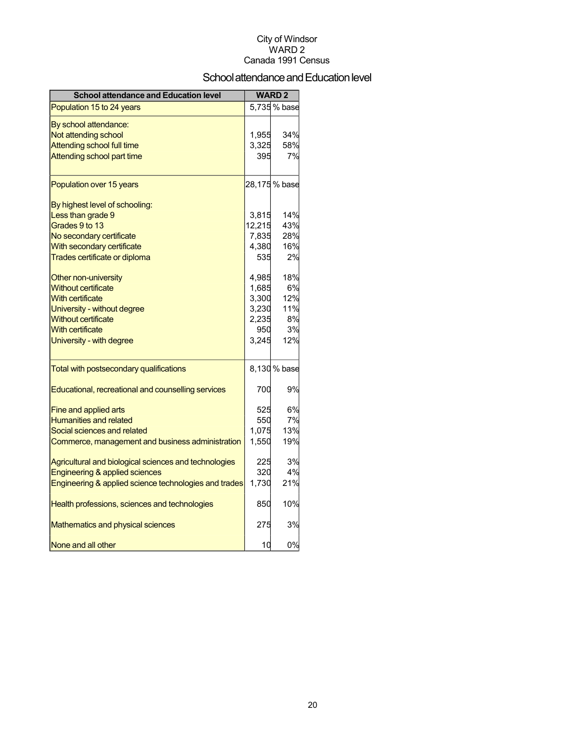City of Windsor
WARD 2
Canada 1991 Census

# School attendance and Education level

| School attendance and Education level | WARD 2 | |
|---|---|---|
| Population 15 to 24 years | 5,735 | % base |
| By school attendance: | | |
| Not attending school | 1,955 | 34% |
| Attending school full time | 3,325 | 58% |
| Attending school part time | 395 | 7% |
| Population over 15 years | 28,175 | % base |
| By highest level of schooling: | | |
| Less than grade 9 | 3,815 | 14% |
| Grades 9 to 13 | 12,215 | 43% |
| No secondary certificate | 7,835 | 28% |
| With secondary certificate | 4,380 | 16% |
| Trades certificate or diploma | 535 | 2% |
| Other non-university | 4,985 | 18% |
| Without certificate | 1,685 | 6% |
| With certificate | 3,300 | 12% |
| University - without degree | 3,230 | 11% |
| Without certificate | 2,235 | 8% |
| With certificate | 950 | 3% |
| University - with degree | 3,245 | 12% |
| Total with postsecondary qualifications | 8,130 | % base |
| Educational, recreational and counselling services | 700 | 9% |
| Fine and applied arts | 525 | 6% |
| Humanities and related | 550 | 7% |
| Social sciences and related | 1,075 | 13% |
| Commerce, management and business administration | 1,550 | 19% |
| Agricultural and biological sciences and technologies | 225 | 3% |
| Engineering & applied sciences | 320 | 4% |
| Engineering & applied science technologies and trades | 1,730 | 21% |
| Health professions, sciences and technologies | 850 | 10% |
| Mathematics and physical sciences | 275 | 3% |
| None and all other | 10 | 0% |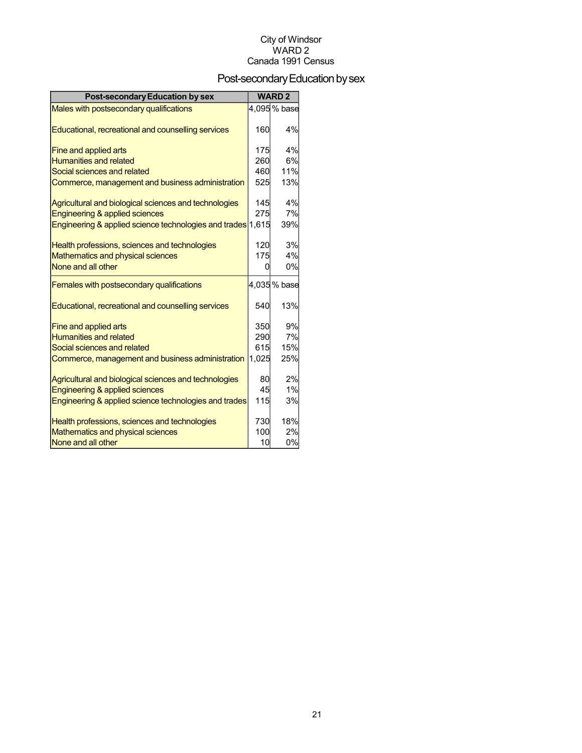City of Windsor
WARD 2
Canada 1991 Census

# Post-secondary Education by sex

| Post-secondary Education by sex | WARD 2 | |
|---|---|---|
| Males with postsecondary qualifications | 4,095 | % base |
| Educational, recreational and counselling services | 160 | 4% |
| Fine and applied arts | 175 | 4% |
| Humanities and related | 260 | 6% |
| Social sciences and related | 460 | 11% |
| Commerce, management and business administration | 525 | 13% |
| Agricultural and biological sciences and technologies | 145 | 4% |
| Engineering & applied sciences | 275 | 7% |
| Engineering & applied science technologies and trades | 1,615 | 39% |
| Health professions, sciences and technologies | 120 | 3% |
| Mathematics and physical sciences | 175 | 4% |
| None and all other | 0 | 0% |
| Females with postsecondary qualifications | 4,035 | % base |
| Educational, recreational and counselling services | 540 | 13% |
| Fine and applied arts | 350 | 9% |
| Humanities and related | 290 | 7% |
| Social sciences and related | 615 | 15% |
| Commerce, management and business administration | 1,025 | 25% |
| Agricultural and biological sciences and technologies | 80 | 2% |
| Engineering & applied sciences | 45 | 1% |
| Engineering & applied science technologies and trades | 115 | 3% |
| Health professions, sciences and technologies | 730 | 18% |
| Mathematics and physical sciences | 100 | 2% |
| None and all other | 10 | 0% |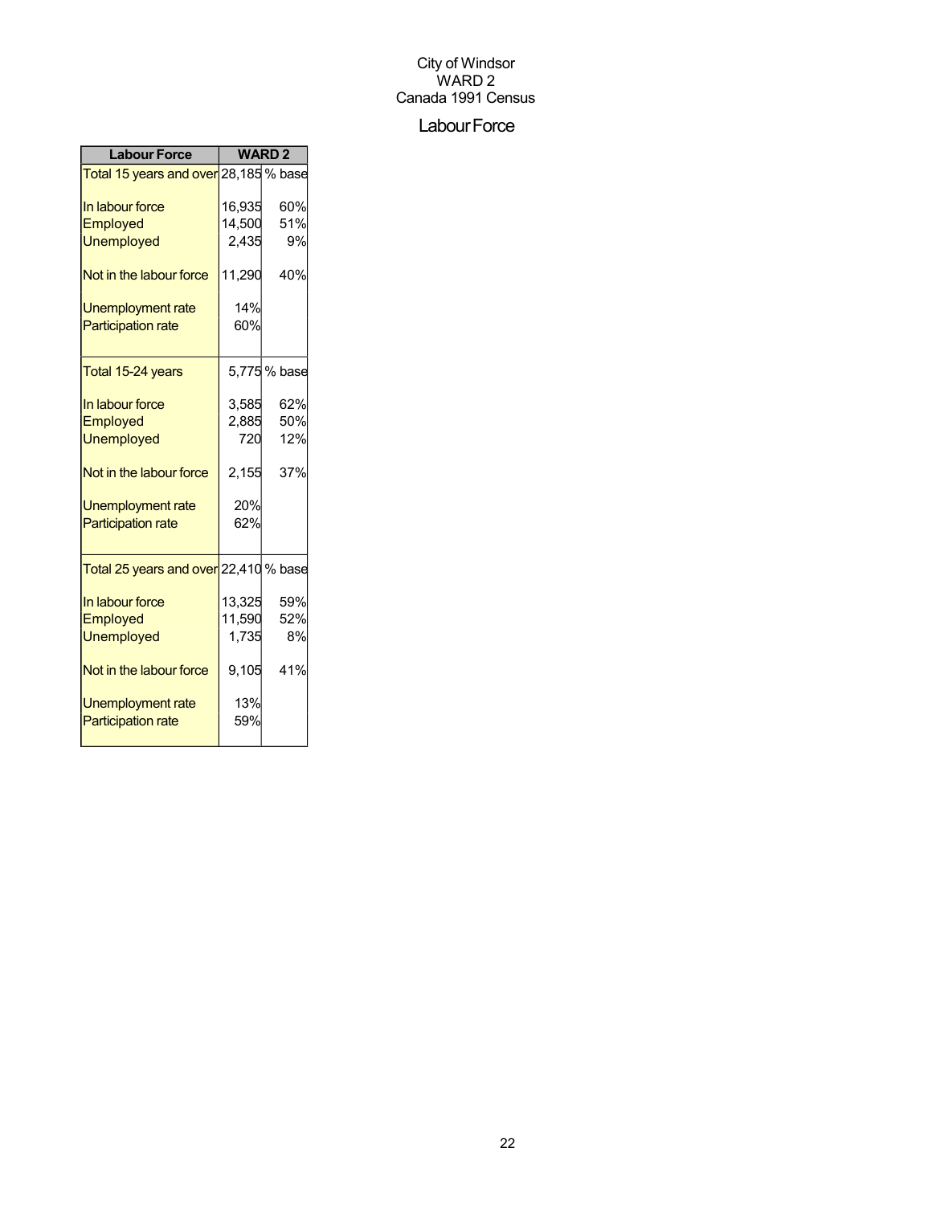City of Windsor
WARD 2
Canada 1991 Census

# Labour Force

| Labour Force | WARD 2 | |
|---|---|---|
| Total 15 years and over | 28,185 | % base |
| In labour force | 16,935 | 60% |
| Employed | 14,500 | 51% |
| Unemployed | 2,435 | 9% |
| Not in the labour force | 11,290 | 40% |
| Unemployment rate | 14% | |
| Participation rate | 60% | |
| Total 15-24 years | 5,775 | % base |
| In labour force | 3,585 | 62% |
| Employed | 2,885 | 50% |
| Unemployed | 720 | 12% |
| Not in the labour force | 2,155 | 37% |
| Unemployment rate | 20% | |
| Participation rate | 62% | |
| Total 25 years and over | 22,410 | % base |
| In labour force | 13,325 | 59% |
| Employed | 11,590 | 52% |
| Unemployed | 1,735 | 8% |
| Not in the labour force | 9,105 | 41% |
| Unemployment rate | 13% | |
| Participation rate | 59% | |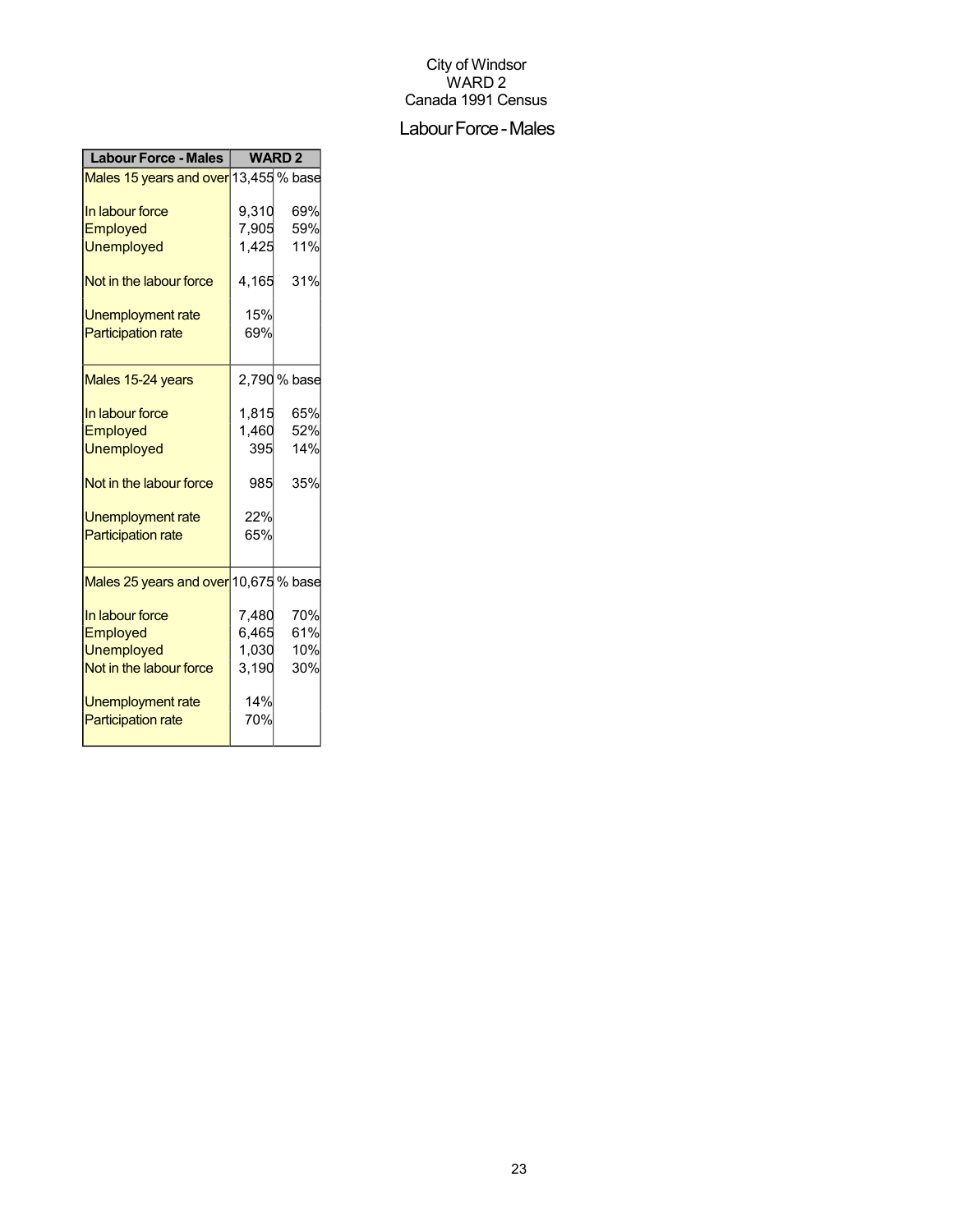City of Windsor
WARD 2
Canada 1991 Census

# Labour Force - Males

| Labour Force - Males | WARD 2 | |
|---|---|---|
| Males 15 years and over | 13,455 | % base |
| In labour force | 9,310 | 69% |
| Employed | 7,905 | 59% |
| Unemployed | 1,425 | 11% |
| Not in the labour force | 4,165 | 31% |
| Unemployment rate | 15% | |
| Participation rate | 69% | |
| Males 15-24 years | 2,790 | % base |
| In labour force | 1,815 | 65% |
| Employed | 1,460 | 52% |
| Unemployed | 395 | 14% |
| Not in the labour force | 985 | 35% |
| Unemployment rate | 22% | |
| Participation rate | 65% | |
| Males 25 years and over | 10,675 | % base |
| In labour force | 7,480 | 70% |
| Employed | 6,465 | 61% |
| Unemployed | 1,030 | 10% |
| Not in the labour force | 3,190 | 30% |
| Unemployment rate | 14% | |
| Participation rate | 70% | |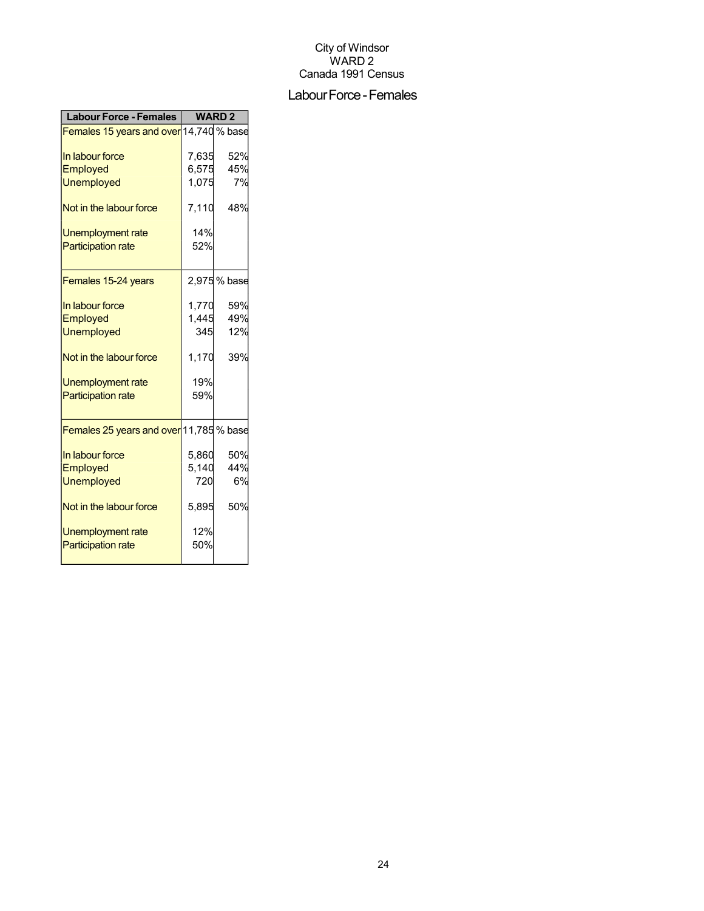City of Windsor
WARD 2
Canada 1991 Census

## Labour Force - Females

| Labour Force - Females | WARD 2 | |
|---|---|---|
| Females 15 years and over | 14,740 | % base |
| In labour force | 7,635 | 52% |
| Employed | 6,575 | 45% |
| Unemployed | 1,075 | 7% |
| Not in the labour force | 7,110 | 48% |
| Unemployment rate | 14% | |
| Participation rate | 52% | |
| Females 15-24 years | 2,975 | % base |
| In labour force | 1,770 | 59% |
| Employed | 1,445 | 49% |
| Unemployed | 345 | 12% |
| Not in the labour force | 1,170 | 39% |
| Unemployment rate | 19% | |
| Participation rate | 59% | |
| Females 25 years and over | 11,785 | % base |
| In labour force | 5,860 | 50% |
| Employed | 5,140 | 44% |
| Unemployed | 720 | 6% |
| Not in the labour force | 5,895 | 50% |
| Unemployment rate | 12% | |
| Participation rate | 50% | |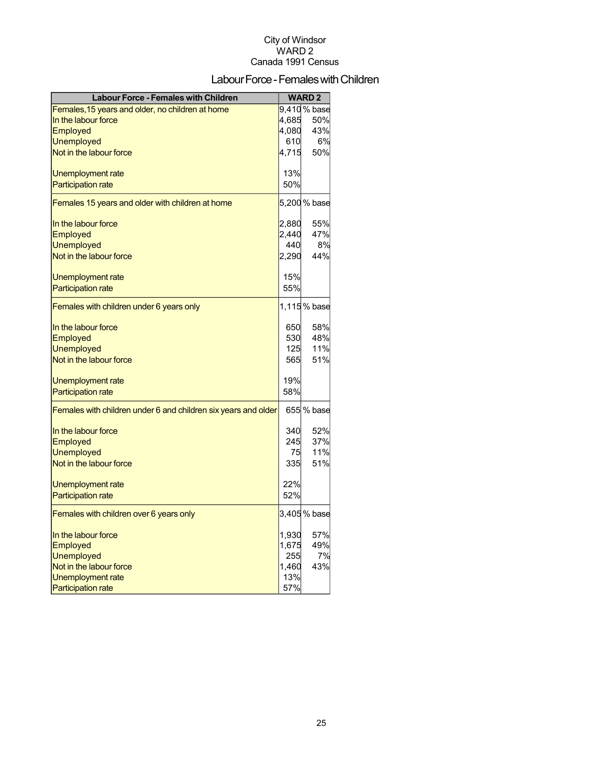City of Windsor
WARD 2
Canada 1991 Census

# Labour Force - Females with Children

| Labour Force - Females with Children | WARD 2 | |
|---|---|---|
| Females,15 years and older, no children at home | 9,410 | % base |
| In the labour force | 4,685 | 50% |
| Employed | 4,080 | 43% |
| Unemployed | 610 | 6% |
| Not in the labour force | 4,715 | 50% |
| Unemployment rate | 13% | |
| Participation rate | 50% | |
| Females 15 years and older with children at home | 5,200 | % base |
| In the labour force | 2,880 | 55% |
| Employed | 2,440 | 47% |
| Unemployed | 440 | 8% |
| Not in the labour force | 2,290 | 44% |
| Unemployment rate | 15% | |
| Participation rate | 55% | |
| Females with children under 6 years only | 1,115 | % base |
| In the labour force | 650 | 58% |
| Employed | 530 | 48% |
| Unemployed | 125 | 11% |
| Not in the labour force | 565 | 51% |
| Unemployment rate | 19% | |
| Participation rate | 58% | |
| Females with children under 6 and children six years and older | 655 | % base |
| In the labour force | 340 | 52% |
| Employed | 245 | 37% |
| Unemployed | 75 | 11% |
| Not in the labour force | 335 | 51% |
| Unemployment rate | 22% | |
| Participation rate | 52% | |
| Females with children over 6 years only | 3,405 | % base |
| In the labour force | 1,930 | 57% |
| Employed | 1,675 | 49% |
| Unemployed | 255 | 7% |
| Not in the labour force | 1,460 | 43% |
| Unemployment rate | 13% | |
| Participation rate | 57% | |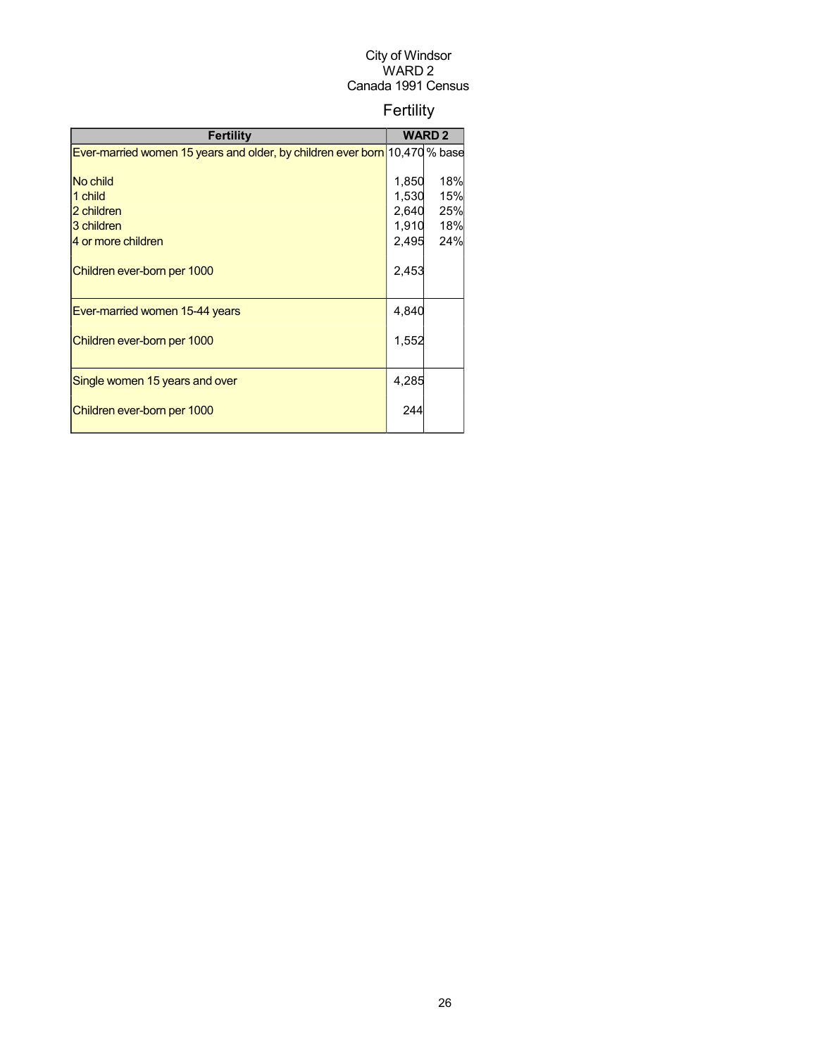City of Windsor
WARD 2
Canada 1991 Census

# Fertility

| Fertility | WARD 2 | |
|---|---|---|
| Ever-married women 15 years and older, by children ever born | 10,470 | % base |
| No child | 1,850 | 18% |
| 1 child | 1,530 | 15% |
| 2 children | 2,640 | 25% |
| 3 children | 1,910 | 18% |
| 4 or more children | 2,495 | 24% |
| Children ever-born per 1000 | 2,453 | |
| Ever-married women 15-44 years | 4,840 | |
| Children ever-born per 1000 | 1,552 | |
| Single women 15 years and over | 4,285 | |
| Children ever-born per 1000 | 244 | |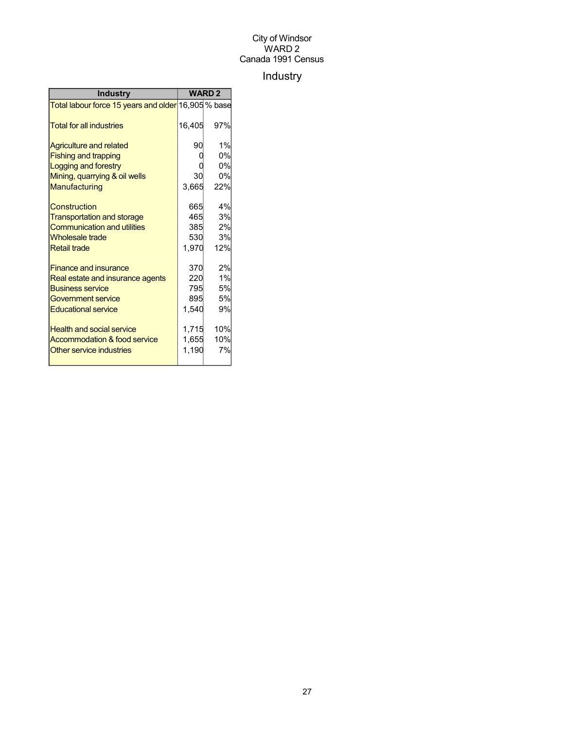City of Windsor
WARD 2
Canada 1991 Census

# Industry

| Industry | WARD 2 | |
|---|---|---|
| Total labour force 15 years and older | 16,905 | % base |
| Total for all industries | 16,405 | 97% |
| Agriculture and related | 90 | 1% |
| Fishing and trapping | 0 | 0% |
| Logging and forestry | 0 | 0% |
| Mining, quarrying & oil wells | 30 | 0% |
| Manufacturing | 3,665 | 22% |
| Construction | 665 | 4% |
| Transportation and storage | 465 | 3% |
| Communication and utilities | 385 | 2% |
| Wholesale trade | 530 | 3% |
| Retail trade | 1,970 | 12% |
| Finance and insurance | 370 | 2% |
| Real estate and insurance agents | 220 | 1% |
| Business service | 795 | 5% |
| Government service | 895 | 5% |
| Educational service | 1,540 | 9% |
| Health and social service | 1,715 | 10% |
| Accommodation & food service | 1,655 | 10% |
| Other service industries | 1,190 | 7% |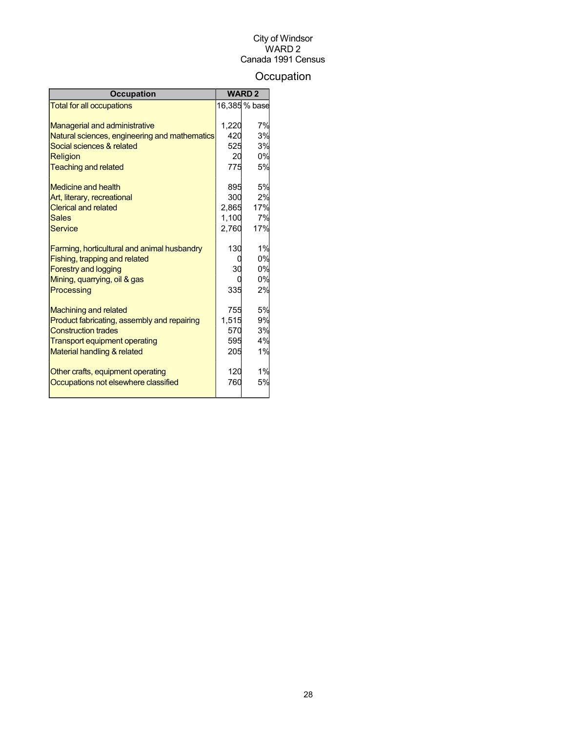City of Windsor
WARD 2
Canada 1991 Census

# Occupation

| Occupation | WARD 2 | |
|---|---|---|
| Total for all occupations | 16,385 | % base |
| | | |
| Managerial and administrative | 1,220 | 7% |
| Natural sciences, engineering and mathematics | 420 | 3% |
| Social sciences & related | 525 | 3% |
| Religion | 20 | 0% |
| Teaching and related | 775 | 5% |
| | | |
| Medicine and health | 895 | 5% |
| Art, literary, recreational | 300 | 2% |
| Clerical and related | 2,865 | 17% |
| Sales | 1,100 | 7% |
| Service | 2,760 | 17% |
| | | |
| Farming, horticultural and animal husbandry | 130 | 1% |
| Fishing, trapping and related | 0 | 0% |
| Forestry and logging | 30 | 0% |
| Mining, quarrying, oil & gas | 0 | 0% |
| Processing | 335 | 2% |
| | | |
| Machining and related | 755 | 5% |
| Product fabricating, assembly and repairing | 1,515 | 9% |
| Construction trades | 570 | 3% |
| Transport equipment operating | 595 | 4% |
| Material handling & related | 205 | 1% |
| | | |
| Other crafts, equipment operating | 120 | 1% |
| Occupations not elsewhere classified | 760 | 5% |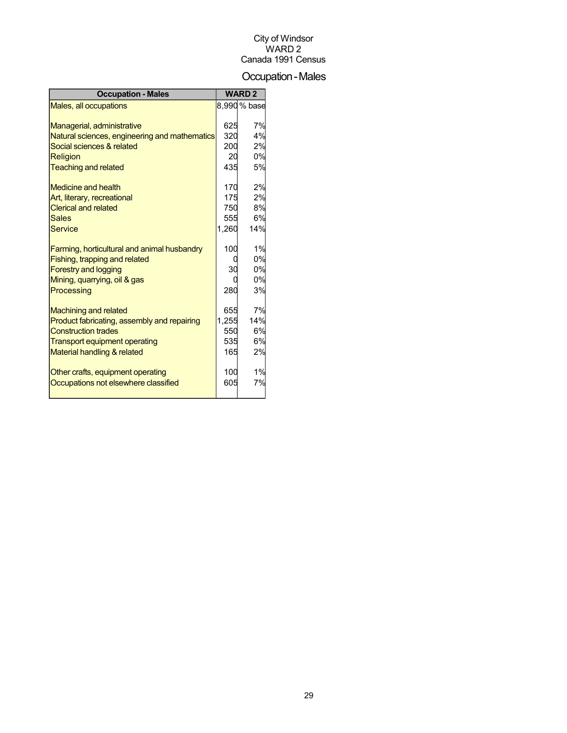City of Windsor
WARD 2
Canada 1991 Census

# Occupation - Males

| Occupation - Males | WARD 2 | |
|---|---|---|
| Males, all occupations | 8,990 | % base |
| | | |
| Managerial, administrative | 625 | 7% |
| Natural sciences, engineering and mathematics | 320 | 4% |
| Social sciences & related | 200 | 2% |
| Religion | 20 | 0% |
| Teaching and related | 435 | 5% |
| | | |
| Medicine and health | 170 | 2% |
| Art, literary, recreational | 175 | 2% |
| Clerical and related | 750 | 8% |
| Sales | 555 | 6% |
| Service | 1,260 | 14% |
| | | |
| Farming, horticultural and animal husbandry | 100 | 1% |
| Fishing, trapping and related | 0 | 0% |
| Forestry and logging | 30 | 0% |
| Mining, quarrying, oil & gas | 0 | 0% |
| Processing | 280 | 3% |
| | | |
| Machining and related | 655 | 7% |
| Product fabricating, assembly and repairing | 1,255 | 14% |
| Construction trades | 550 | 6% |
| Transport equipment operating | 535 | 6% |
| Material handling & related | 165 | 2% |
| | | |
| Other crafts, equipment operating | 100 | 1% |
| Occupations not elsewhere classified | 605 | 7% |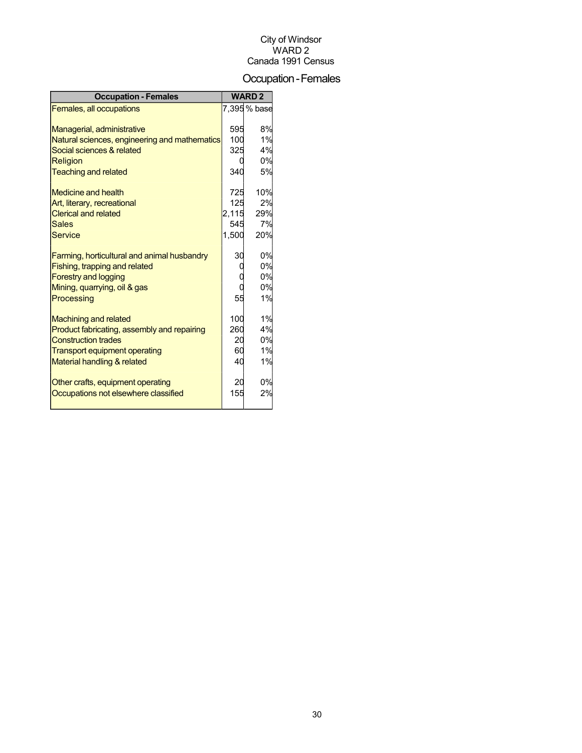City of Windsor
WARD 2
Canada 1991 Census

# Occupation - Females

| Occupation - Females | WARD 2 | |
|---|---|---|
| Females, all occupations | 7,395 | % base |
| | | |
| Managerial, administrative | 595 | 8% |
| Natural sciences, engineering and mathematics | 100 | 1% |
| Social sciences & related | 325 | 4% |
| Religion | 0 | 0% |
| Teaching and related | 340 | 5% |
| | | |
| Medicine and health | 725 | 10% |
| Art, literary, recreational | 125 | 2% |
| Clerical and related | 2,115 | 29% |
| Sales | 545 | 7% |
| Service | 1,500 | 20% |
| | | |
| Farming, horticultural and animal husbandry | 30 | 0% |
| Fishing, trapping and related | 0 | 0% |
| Forestry and logging | 0 | 0% |
| Mining, quarrying, oil & gas | 0 | 0% |
| Processing | 55 | 1% |
| | | |
| Machining and related | 100 | 1% |
| Product fabricating, assembly and repairing | 260 | 4% |
| Construction trades | 20 | 0% |
| Transport equipment operating | 60 | 1% |
| Material handling & related | 40 | 1% |
| | | |
| Other crafts, equipment operating | 20 | 0% |
| Occupations not elsewhere classified | 155 | 2% |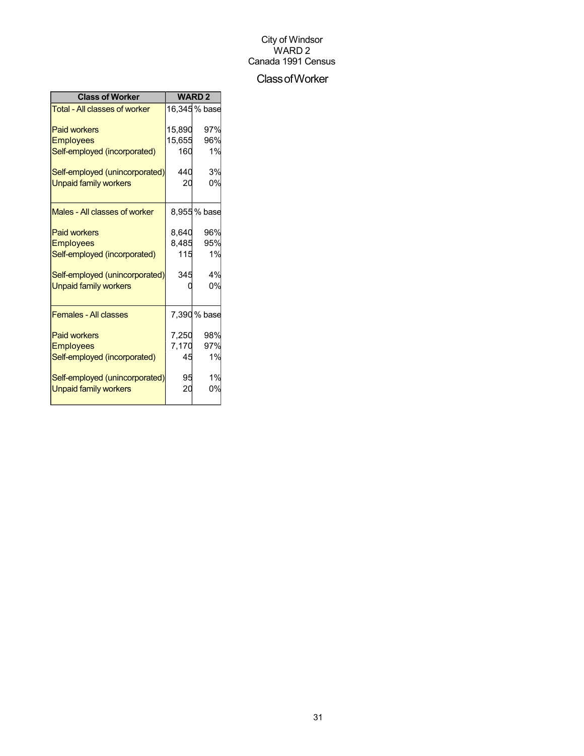City of Windsor
WARD 2
Canada 1991 Census

# Class of Worker

| Class of Worker | WARD 2 | |
|---|---|---|
| Total - All classes of worker | 16,345 | % base |
| Paid workers | 15,890 | 97% |
| Employees | 15,655 | 96% |
| Self-employed (incorporated) | 160 | 1% |
| Self-employed (unincorporated) | 440 | 3% |
| Unpaid family workers | 20 | 0% |
| Males - All classes of worker | 8,955 | % base |
| Paid workers | 8,640 | 96% |
| Employees | 8,485 | 95% |
| Self-employed (incorporated) | 115 | 1% |
| Self-employed (unincorporated) | 345 | 4% |
| Unpaid family workers | 0 | 0% |
| Females - All classes | 7,390 | % base |
| Paid workers | 7,250 | 98% |
| Employees | 7,170 | 97% |
| Self-employed (incorporated) | 45 | 1% |
| Self-employed (unincorporated) | 95 | 1% |
| Unpaid family workers | 20 | 0% |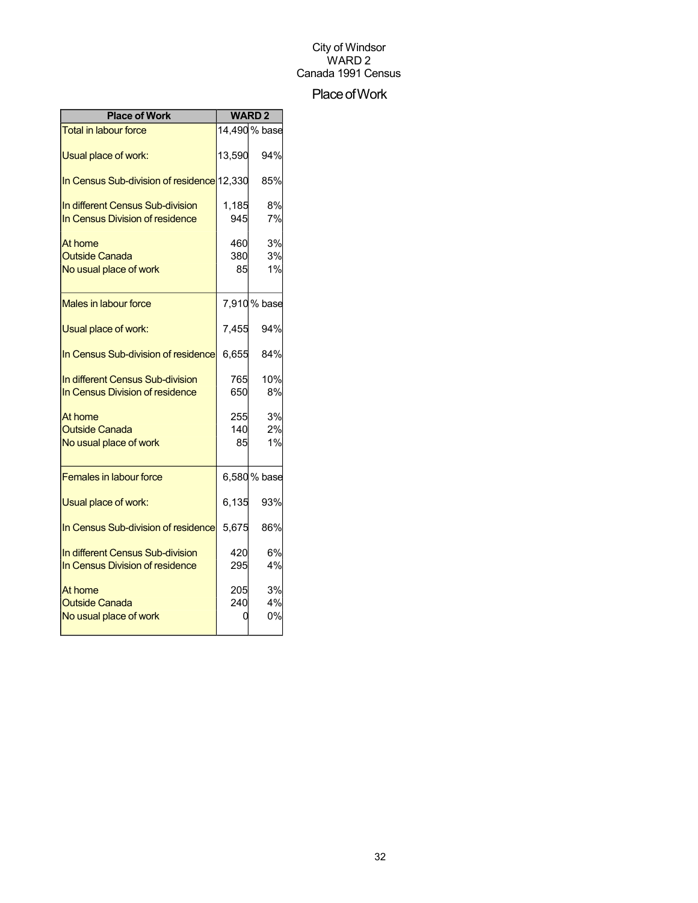City of Windsor
WARD 2
Canada 1991 Census

# Place of Work

| Place of Work | WARD 2 | |
|---|---|---|
| Total in labour force | 14,490 | % base |
| Usual place of work: | 13,590 | 94% |
| In Census Sub-division of residence | 12,330 | 85% |
| In different Census Sub-division | 1,185 | 8% |
| In Census Division of residence | 945 | 7% |
| At home | 460 | 3% |
| Outside Canada | 380 | 3% |
| No usual place of work | 85 | 1% |
| Males in labour force | 7,910 | % base |
| Usual place of work: | 7,455 | 94% |
| In Census Sub-division of residence | 6,655 | 84% |
| In different Census Sub-division | 765 | 10% |
| In Census Division of residence | 650 | 8% |
| At home | 255 | 3% |
| Outside Canada | 140 | 2% |
| No usual place of work | 85 | 1% |
| Females in labour force | 6,580 | % base |
| Usual place of work: | 6,135 | 93% |
| In Census Sub-division of residence | 5,675 | 86% |
| In different Census Sub-division | 420 | 6% |
| In Census Division of residence | 295 | 4% |
| At home | 205 | 3% |
| Outside Canada | 240 | 4% |
| No usual place of work | 0 | 0% |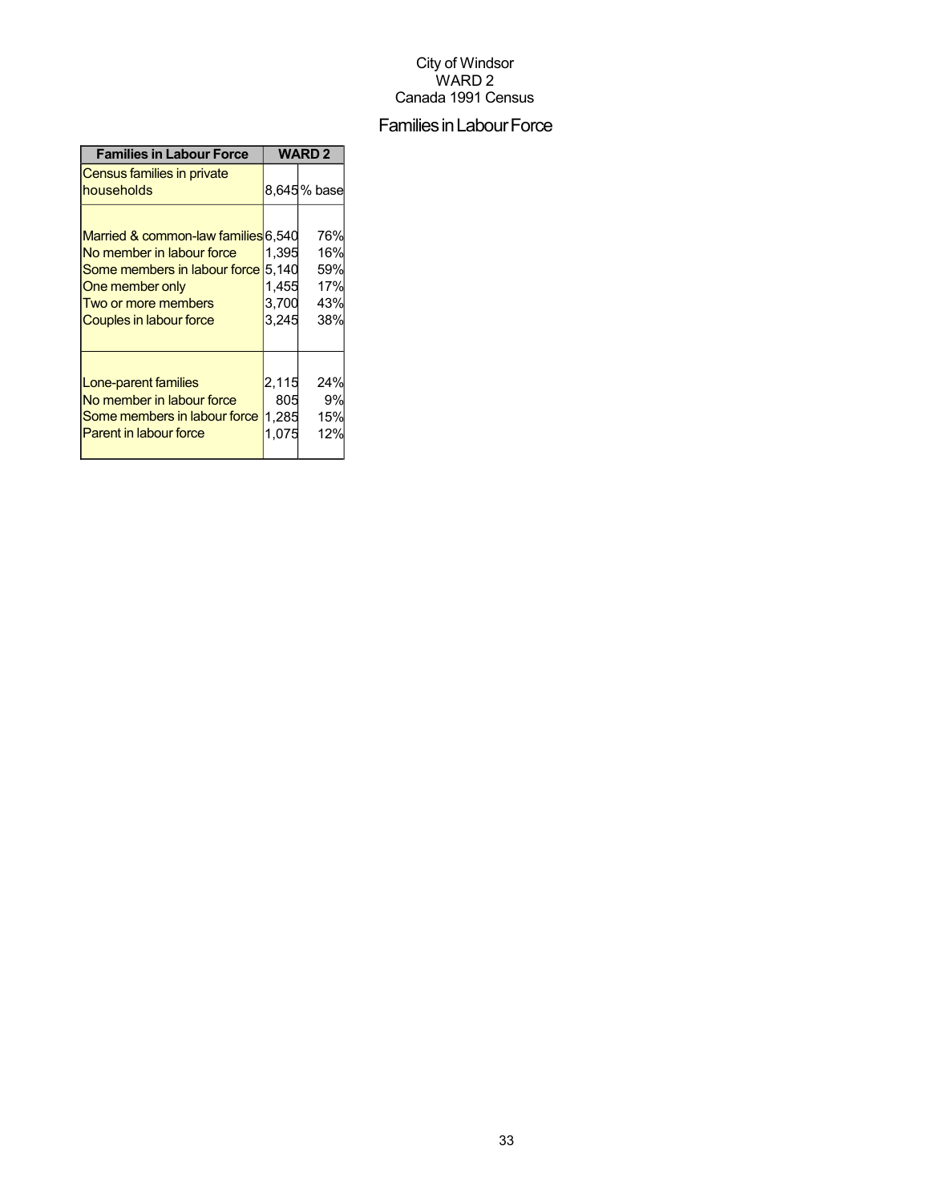City of Windsor
WARD 2
Canada 1991 Census

# Families in Labour Force

| Families in Labour Force | WARD 2 | |
|---|---|---|
| Census families in private households | 8,645 | % base |
| Married & common-law families | 6,540 | 76% |
| No member in labour force | 1,395 | 16% |
| Some members in labour force | 5,140 | 59% |
| One member only | 1,455 | 17% |
| Two or more members | 3,700 | 43% |
| Couples in labour force | 3,245 | 38% |
| Lone-parent families | 2,115 | 24% |
| No member in labour force | 805 | 9% |
| Some members in labour force | 1,285 | 15% |
| Parent in labour force | 1,075 | 12% |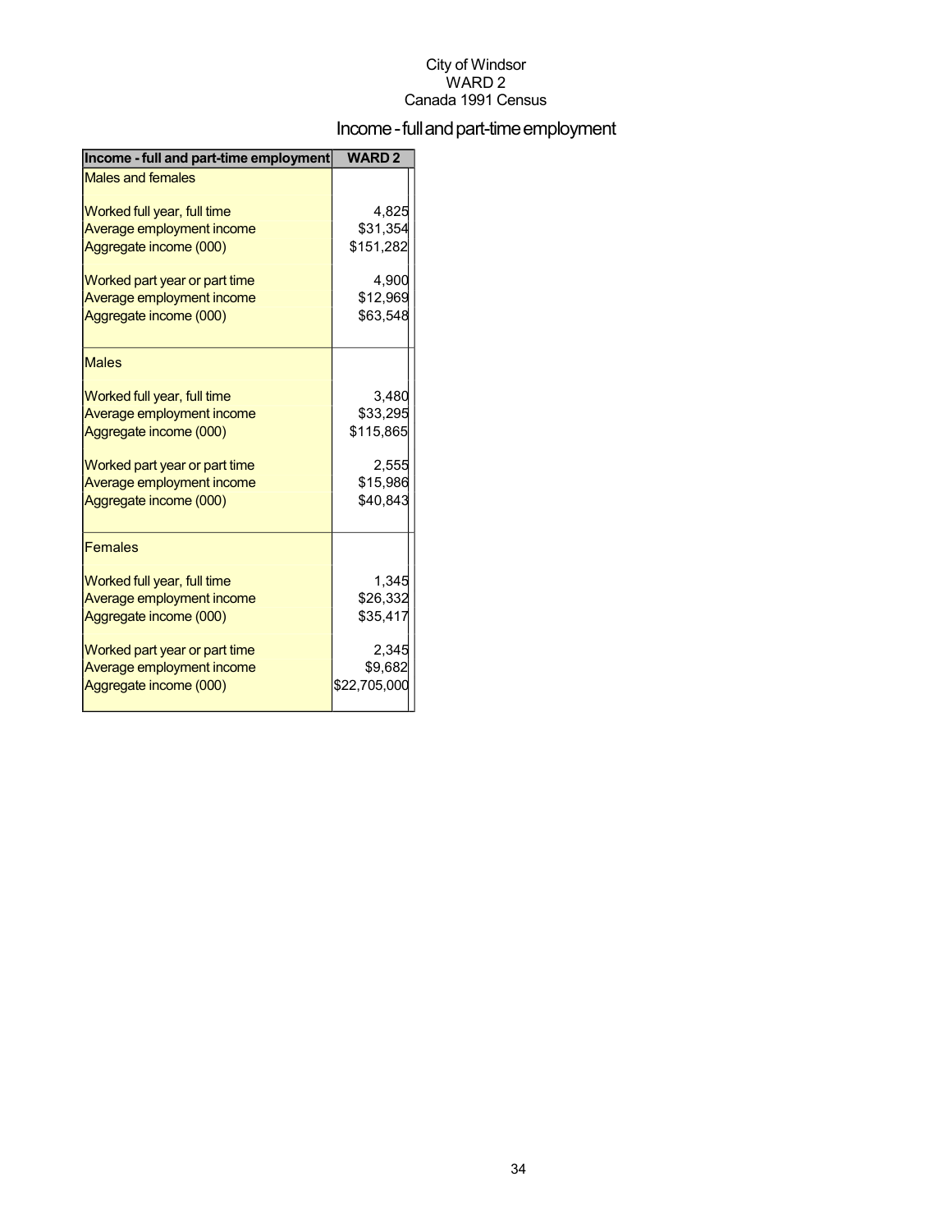City of Windsor
WARD 2
Canada 1991 Census

# Income - full and part-time employment

| Income - full and part-time employment | WARD 2 |
|---|---|
| Males and females | |
| Worked full year, full time | 4,825 |
| Average employment income | $31,354 |
| Aggregate income (000) | $151,282 |
| Worked part year or part time | 4,900 |
| Average employment income | $12,969 |
| Aggregate income (000) | $63,548 |
| Males | |
| Worked full year, full time | 3,480 |
| Average employment income | $33,295 |
| Aggregate income (000) | $115,865 |
| Worked part year or part time | 2,555 |
| Average employment income | $15,986 |
| Aggregate income (000) | $40,843 |
| Females | |
| Worked full year, full time | 1,345 |
| Average employment income | $26,332 |
| Aggregate income (000) | $35,417 |
| Worked part year or part time | 2,345 |
| Average employment income | $9,682 |
| Aggregate income (000) | $22,705,000 |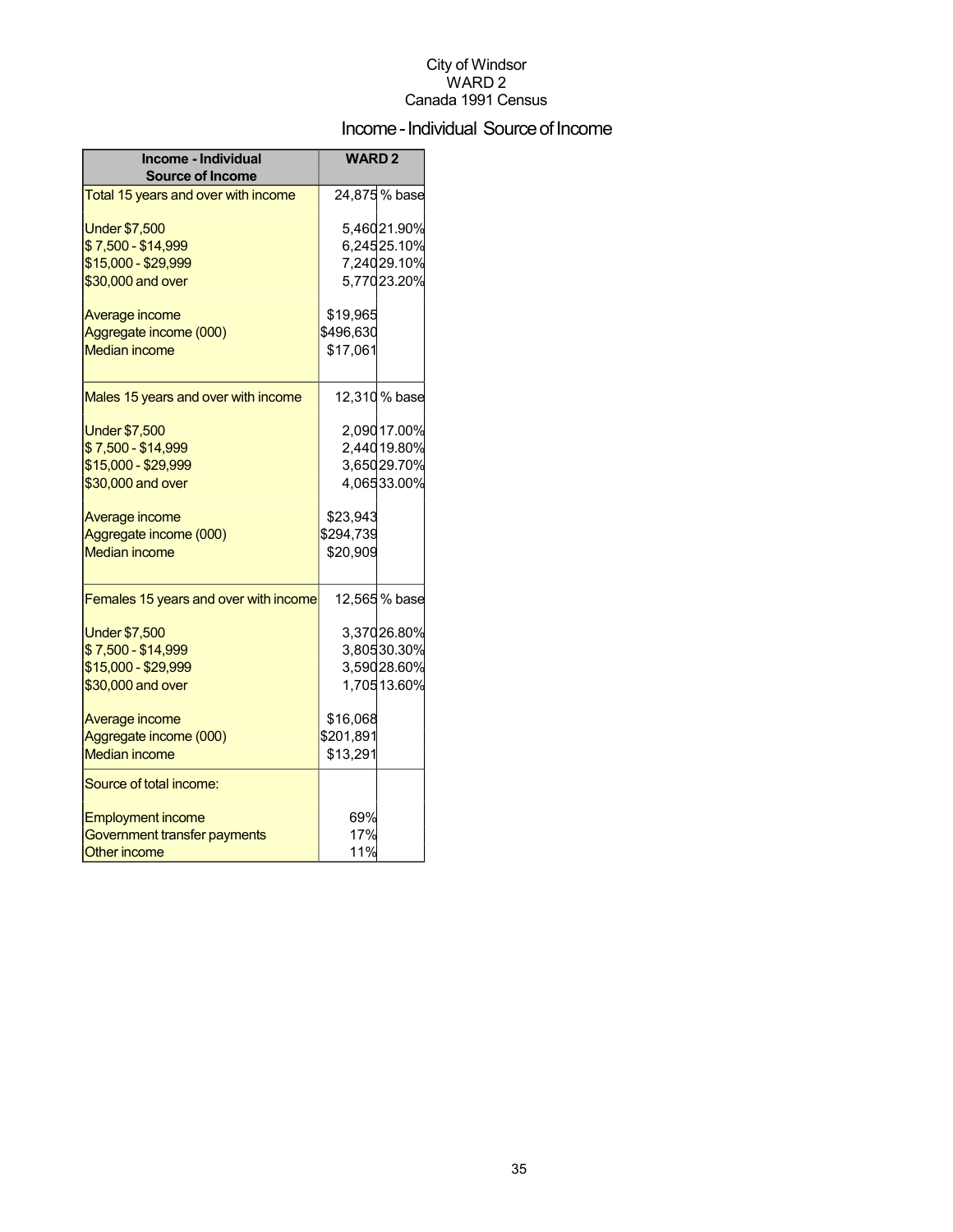City of Windsor
WARD 2
Canada 1991 Census

# Income - Individual Source of Income

| Income - Individual Source of Income | WARD 2 | |
|---|---|---|
| Total 15 years and over with income | 24,875 | % base |
| Under $7,500 | 5,460 | 21.90% |
| $ 7,500 - $14,999 | 6,245 | 25.10% |
| $15,000 - $29,999 | 7,240 | 29.10% |
| $30,000 and over | 5,770 | 23.20% |
| Average income | $19,965 | |
| Aggregate income (000) | $496,630 | |
| Median income | $17,061 | |
| Males 15 years and over with income | 12,310 | % base |
| Under $7,500 | 2,090 | 17.00% |
| $ 7,500 - $14,999 | 2,440 | 19.80% |
| $15,000 - $29,999 | 3,650 | 29.70% |
| $30,000 and over | 4,065 | 33.00% |
| Average income | $23,943 | |
| Aggregate income (000) | $294,739 | |
| Median income | $20,909 | |
| Females 15 years and over with income | 12,565 | % base |
| Under $7,500 | 3,370 | 26.80% |
| $ 7,500 - $14,999 | 3,805 | 30.30% |
| $15,000 - $29,999 | 3,590 | 28.60% |
| $30,000 and over | 1,705 | 13.60% |
| Average income | $16,068 | |
| Aggregate income (000) | $201,891 | |
| Median income | $13,291 | |
| Source of total income: | | |
| Employment income | 69% | |
| Government transfer payments | 17% | |
| Other income | 11% | |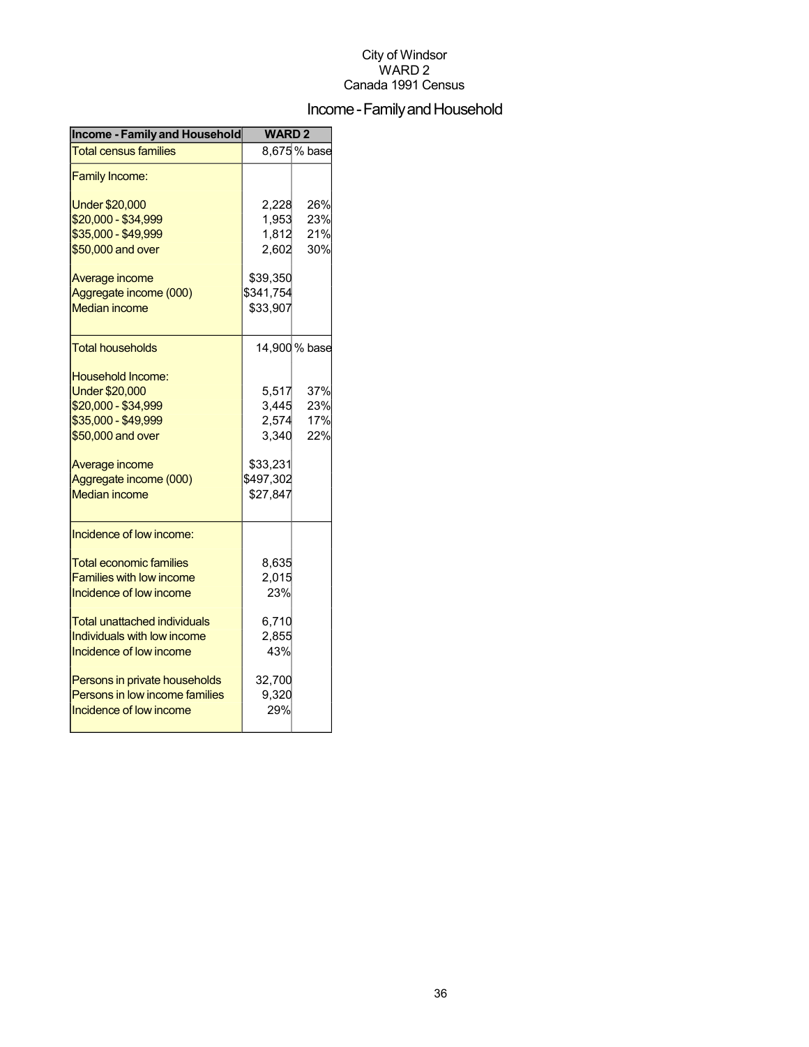City of Windsor
WARD 2
Canada 1991 Census

# Income - Family and Household

| Income - Family and Household | WARD 2 | |
|---|---|---|
| Total census families | 8,675 | % base |
| Family Income: | | |
| Under $20,000 | 2,228 | 26% |
| $20,000 - $34,999 | 1,953 | 23% |
| $35,000 - $49,999 | 1,812 | 21% |
| $50,000 and over | 2,602 | 30% |
| Average income | $39,350 | |
| Aggregate income (000) | $341,754 | |
| Median income | $33,907 | |
| Total households | 14,900 | % base |
| Household Income: | | |
| Under $20,000 | 5,517 | 37% |
| $20,000 - $34,999 | 3,445 | 23% |
| $35,000 - $49,999 | 2,574 | 17% |
| $50,000 and over | 3,340 | 22% |
| Average income | $33,231 | |
| Aggregate income (000) | $497,302 | |
| Median income | $27,847 | |
| Incidence of low income: | | |
| Total economic families | 8,635 | |
| Families with low income | 2,015 | |
| Incidence of low income | 23% | |
| Total unattached individuals | 6,710 | |
| Individuals with low income | 2,855 | |
| Incidence of low income | 43% | |
| Persons in private households | 32,700 | |
| Persons in low income families | 9,320 | |
| Incidence of low income | 29% | |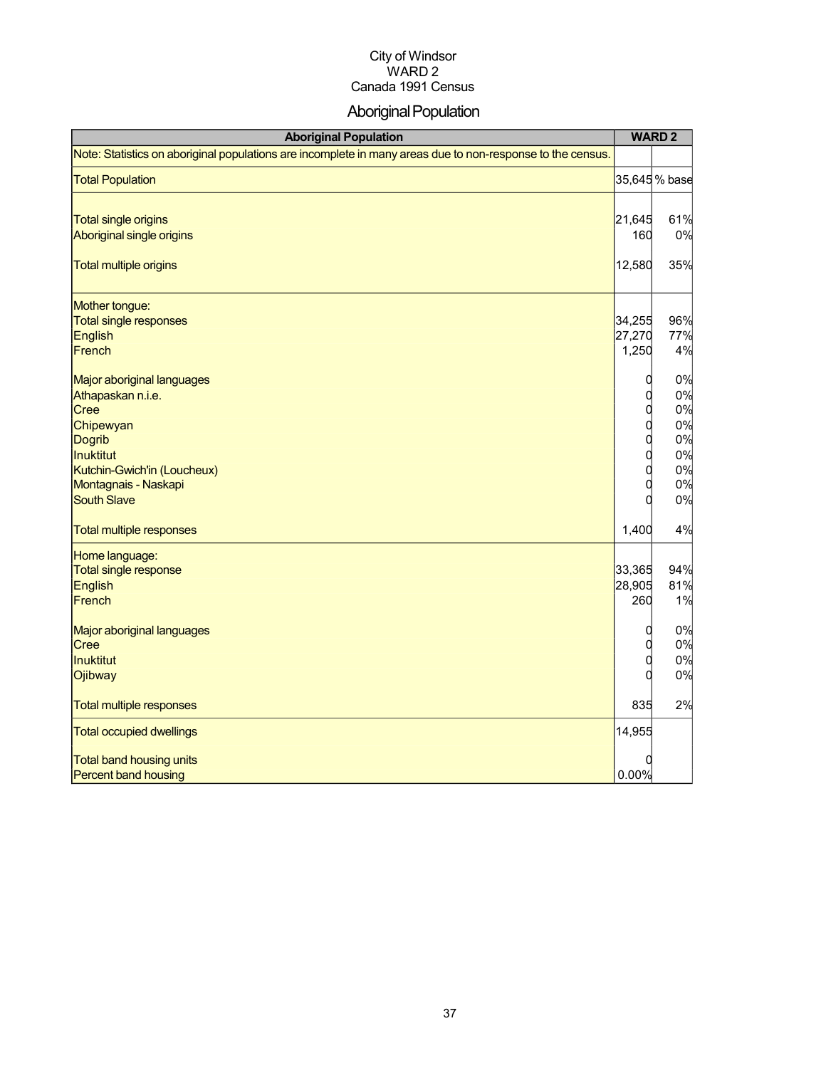City of Windsor
WARD 2
Canada 1991 Census

# Aboriginal Population

| Aboriginal Population | WARD 2 | |
|---|---|---|
| Note: Statistics on aboriginal populations are incomplete in many areas due to non-response to the census. | | |
| Total Population | 35,645 | % base |
| Total single origins | 21,645 | 61% |
| Aboriginal single origins | 160 | 0% |
| Total multiple origins | 12,580 | 35% |
| Mother tongue: | | |
| Total single responses | 34,255 | 96% |
| English | 27,270 | 77% |
| French | 1,250 | 4% |
| Major aboriginal languages | 0 | 0% |
| Athapaskan n.i.e. | 0 | 0% |
| Cree | 0 | 0% |
| Chipewyan | 0 | 0% |
| Dogrib | 0 | 0% |
| Inuktitut | 0 | 0% |
| Kutchin-Gwich'in (Loucheux) | 0 | 0% |
| Montagnais - Naskapi | 0 | 0% |
| South Slave | 0 | 0% |
| Total multiple responses | 1,400 | 4% |
| Home language: | | |
| Total single response | 33,365 | 94% |
| English | 28,905 | 81% |
| French | 260 | 1% |
| Major aboriginal languages | 0 | 0% |
| Cree | 0 | 0% |
| Inuktitut | 0 | 0% |
| Ojibway | 0 | 0% |
| Total multiple responses | 835 | 2% |
| Total occupied dwellings | 14,955 | |
| Total band housing units | 0 | |
| Percent band housing | 0.00% | |